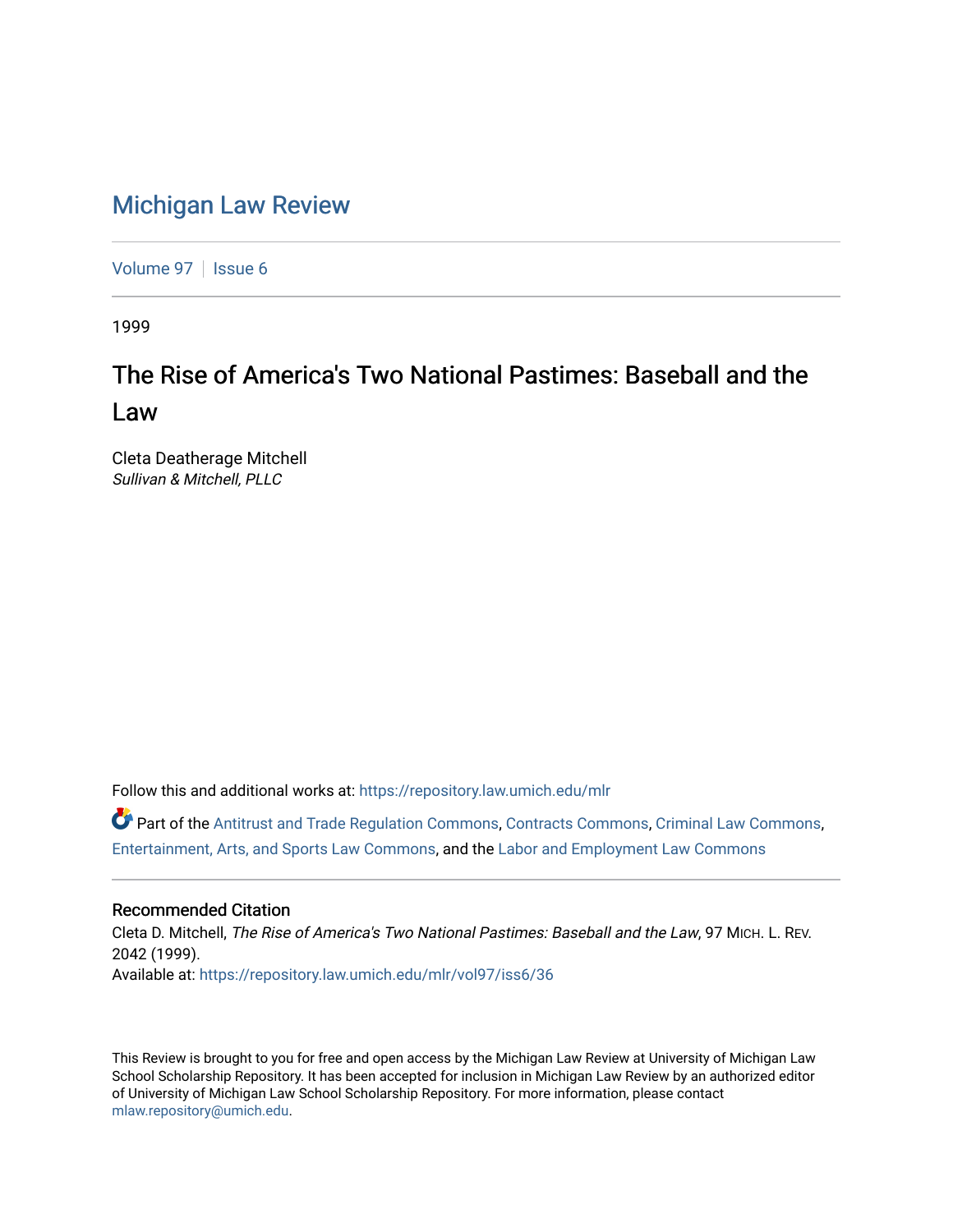# Michigan Law Review

Volume 97 | Issue 6

1999

## The Rise of America's Two National Pastimes: Baseball and the Law

Cleta Deatherage Mitchell
*Sullivan & Mitchell, PLLC*

Follow this and additional works at: https://repository.law.umich.edu/mlr

Part of the Antitrust and Trade Regulation Commons, Contracts Commons, Criminal Law Commons, Entertainment, Arts, and Sports Law Commons, and the Labor and Employment Law Commons

### Recommended Citation

Cleta D. Mitchell, *The Rise of America's Two National Pastimes: Baseball and the Law*, 97 MICH. L. REV. 2042 (1999).
Available at: https://repository.law.umich.edu/mlr/vol97/iss6/36

This Review is brought to you for free and open access by the Michigan Law Review at University of Michigan Law School Scholarship Repository. It has been accepted for inclusion in Michigan Law Review by an authorized editor of University of Michigan Law School Scholarship Repository. For more information, please contact mlaw.repository@umich.edu.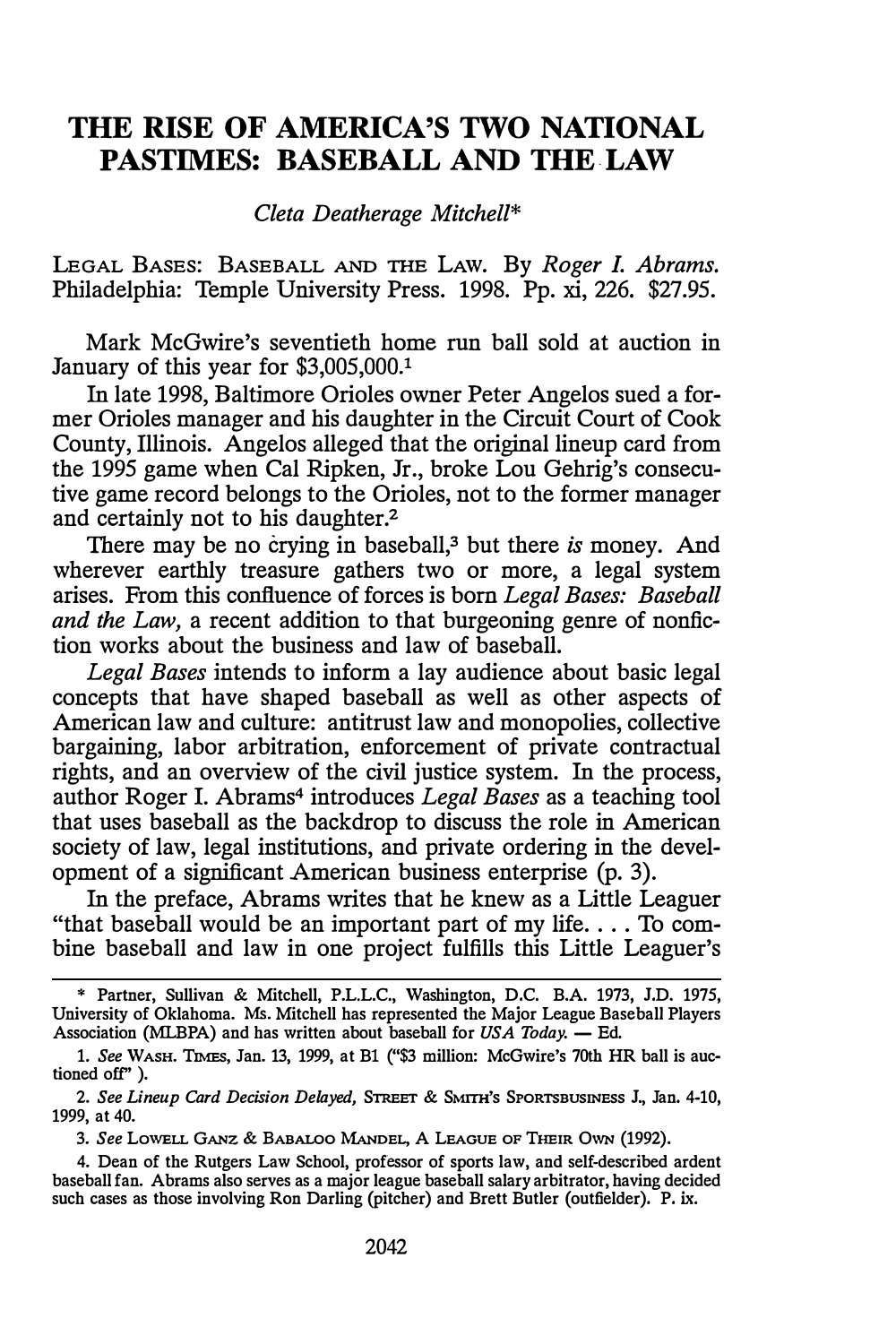# THE RISE OF AMERICA'S TWO NATIONAL PASTIMES: BASEBALL AND THE LAW

*Cleta Deatherage Mitchell**

LEGAL BASES: BASEBALL AND THE LAW. By *Roger I. Abrams*. Philadelphia: Temple University Press. 1998. Pp. xi, 226. $27.95.

Mark McGwire's seventieth home run ball sold at auction in January of this year for $3,005,000.[1]

In late 1998, Baltimore Orioles owner Peter Angelos sued a former Orioles manager and his daughter in the Circuit Court of Cook County, Illinois. Angelos alleged that the original lineup card from the 1995 game when Cal Ripken, Jr., broke Lou Gehrig's consecutive game record belongs to the Orioles, not to the former manager and certainly not to his daughter.[2]

There may be no crying in baseball,[3] but there *is* money. And wherever earthly treasure gathers two or more, a legal system arises. From this confluence of forces is born *Legal Bases: Baseball and the Law*, a recent addition to that burgeoning genre of nonfiction works about the business and law of baseball.

*Legal Bases* intends to inform a lay audience about basic legal concepts that have shaped baseball as well as other aspects of American law and culture: antitrust law and monopolies, collective bargaining, labor arbitration, enforcement of private contractual rights, and an overview of the civil justice system. In the process, author Roger I. Abrams[4] introduces *Legal Bases* as a teaching tool that uses baseball as the backdrop to discuss the role in American society of law, legal institutions, and private ordering in the development of a significant American business enterprise (p. 3).

In the preface, Abrams writes that he knew as a Little Leaguer "that baseball would be an important part of my life. . . . To combine baseball and law in one project fulfills this Little Leaguer's

---

\* Partner, Sullivan & Mitchell, P.L.L.C., Washington, D.C. B.A. 1973, J.D. 1975, University of Oklahoma. Ms. Mitchell has represented the Major League Baseball Players Association (MLBPA) and has written about baseball for *USA Today*. — Ed.

1. *See* WASH. TIMES, Jan. 13, 1999, at B1 ("$3 million: McGwire's 70th HR ball is auctioned off" ).

2. *See Lineup Card Decision Delayed*, STREET & SMITH'S SPORTSBUSINESS J., Jan. 4-10, 1999, at 40.

3. *See* LOWELL GANZ & BABALOO MANDEL, A LEAGUE OF THEIR OWN (1992).

4. Dean of the Rutgers Law School, professor of sports law, and self-described ardent baseball fan. Abrams also serves as a major league baseball salary arbitrator, having decided such cases as those involving Ron Darling (pitcher) and Brett Butler (outfielder). P. ix.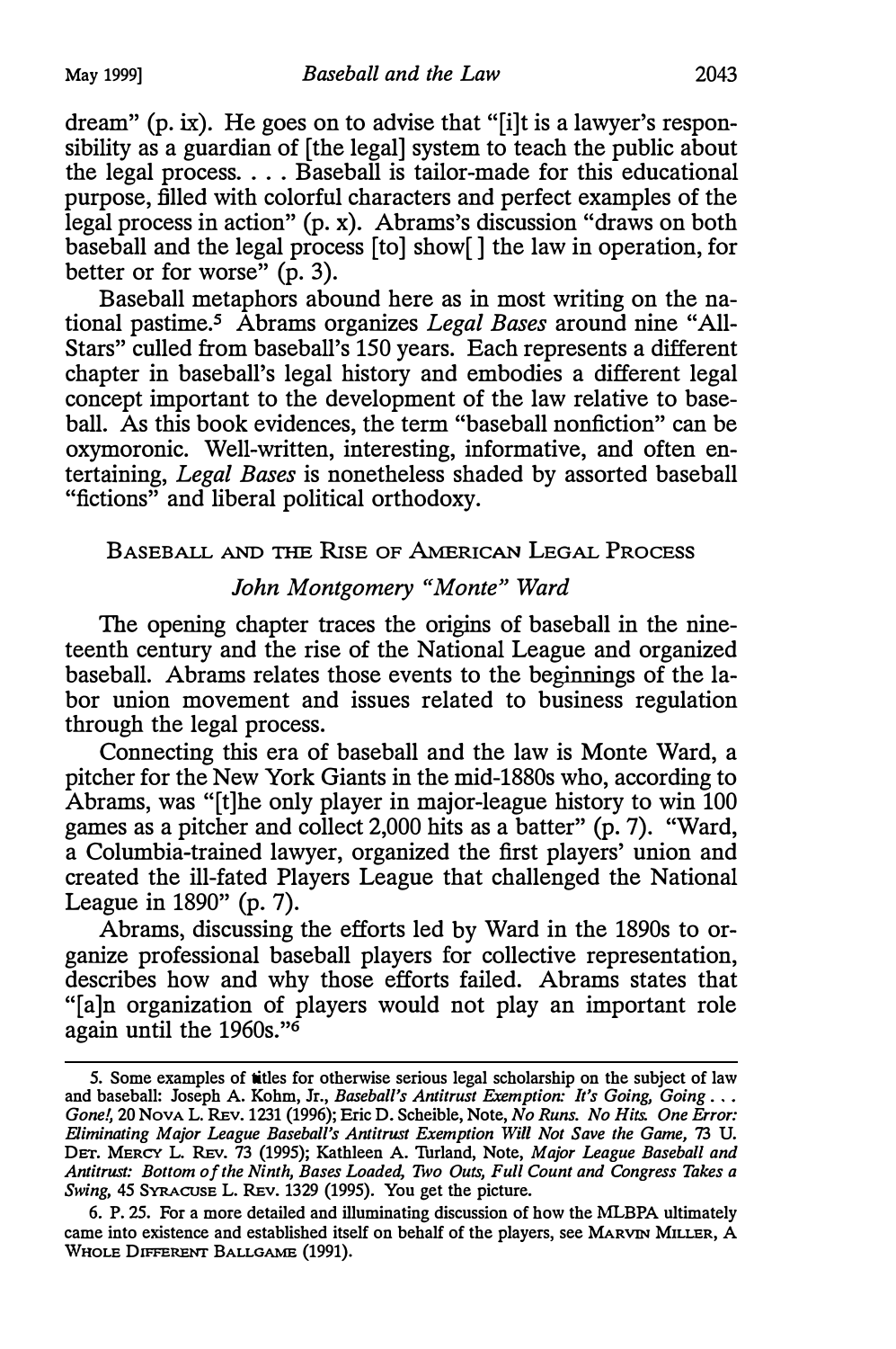dream" (p. ix). He goes on to advise that "[i]t is a lawyer's responsibility as a guardian of [the legal] system to teach the public about the legal process. . . . Baseball is tailor-made for this educational purpose, filled with colorful characters and perfect examples of the legal process in action" (p. x). Abrams's discussion "draws on both baseball and the legal process [to] show[ ] the law in operation, for better or for worse" (p. 3).

Baseball metaphors abound here as in most writing on the national pastime.[5] Abrams organizes *Legal Bases* around nine "All-Stars" culled from baseball's 150 years. Each represents a different chapter in baseball's legal history and embodies a different legal concept important to the development of the law relative to baseball. As this book evidences, the term "baseball nonfiction" can be oxymoronic. Well-written, interesting, informative, and often entertaining, *Legal Bases* is nonetheless shaded by assorted baseball "fictions" and liberal political orthodoxy.

## Baseball and the Rise of American Legal Process

### *John Montgomery "Monte" Ward*

The opening chapter traces the origins of baseball in the nineteenth century and the rise of the National League and organized baseball. Abrams relates those events to the beginnings of the labor union movement and issues related to business regulation through the legal process.

Connecting this era of baseball and the law is Monte Ward, a pitcher for the New York Giants in the mid-1880s who, according to Abrams, was "[t]he only player in major-league history to win 100 games as a pitcher and collect 2,000 hits as a batter" (p. 7). "Ward, a Columbia-trained lawyer, organized the first players' union and created the ill-fated Players League that challenged the National League in 1890" (p. 7).

Abrams, discussing the efforts led by Ward in the 1890s to organize professional baseball players for collective representation, describes how and why those efforts failed. Abrams states that "[a]n organization of players would not play an important role again until the 1960s."[6]

---

5. Some examples of titles for otherwise serious legal scholarship on the subject of law and baseball: Joseph A. Kohm, Jr., *Baseball's Antitrust Exemption: It's Going, Going . . . Gone!*, 20 NOVA L. REV. 1231 (1996); Eric D. Scheible, Note, *No Runs. No Hits. One Error: Eliminating Major League Baseball's Antitrust Exemption Will Not Save the Game*, 73 U. DET. MERCY L. REV. 73 (1995); Kathleen A. Turland, Note, *Major League Baseball and Antitrust: Bottom of the Ninth, Bases Loaded, Two Outs, Full Count and Congress Takes a Swing*, 45 SYRACUSE L. REV. 1329 (1995). You get the picture.

6. P. 25. For a more detailed and illuminating discussion of how the MLBPA ultimately came into existence and established itself on behalf of the players, see MARVIN MILLER, A WHOLE DIFFERENT BALLGAME (1991).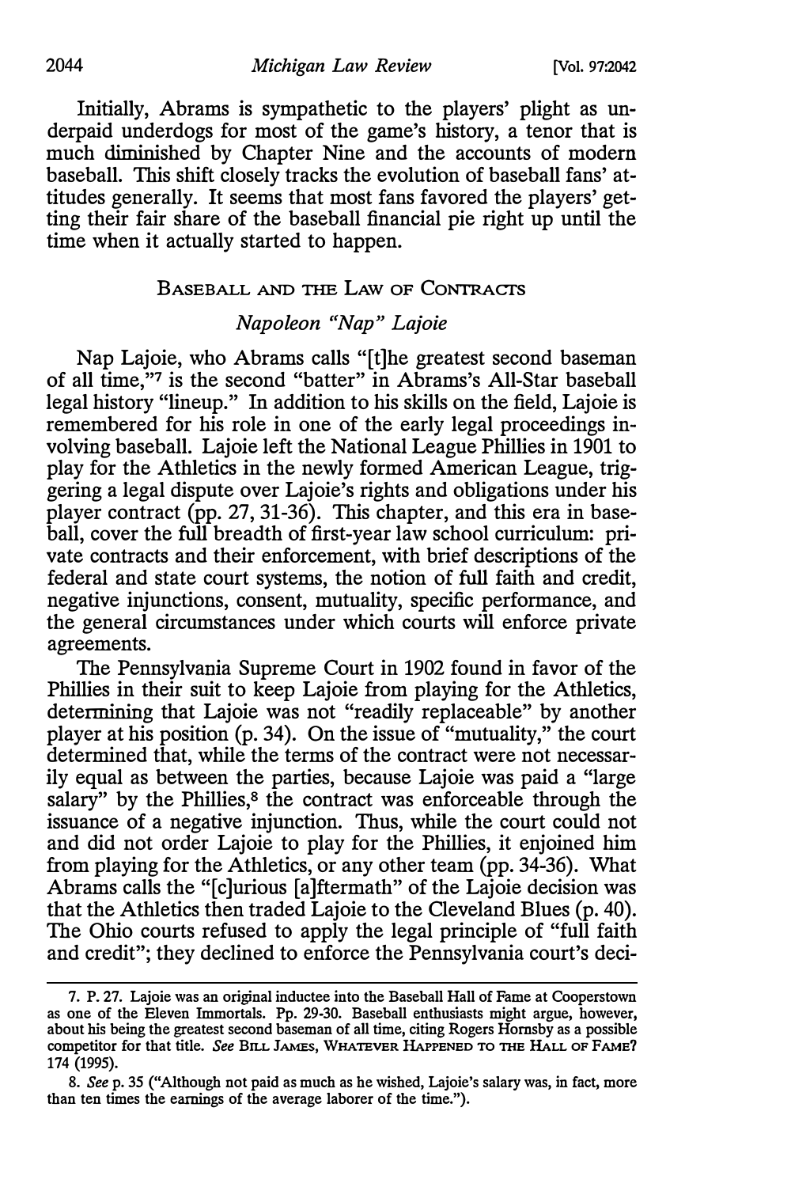Initially, Abrams is sympathetic to the players' plight as underpaid underdogs for most of the game's history, a tenor that is much diminished by Chapter Nine and the accounts of modern baseball. This shift closely tracks the evolution of baseball fans' attitudes generally. It seems that most fans favored the players' getting their fair share of the baseball financial pie right up until the time when it actually started to happen.

## BASEBALL AND THE LAW OF CONTRACTS

### *Napoleon "Nap" Lajoie*

Nap Lajoie, who Abrams calls "[t]he greatest second baseman of all time,"[7] is the second "batter" in Abrams's All-Star baseball legal history "lineup." In addition to his skills on the field, Lajoie is remembered for his role in one of the early legal proceedings involving baseball. Lajoie left the National League Phillies in 1901 to play for the Athletics in the newly formed American League, triggering a legal dispute over Lajoie's rights and obligations under his player contract (pp. 27, 31-36). This chapter, and this era in baseball, cover the full breadth of first-year law school curriculum: private contracts and their enforcement, with brief descriptions of the federal and state court systems, the notion of full faith and credit, negative injunctions, consent, mutuality, specific performance, and the general circumstances under which courts will enforce private agreements.

The Pennsylvania Supreme Court in 1902 found in favor of the Phillies in their suit to keep Lajoie from playing for the Athletics, determining that Lajoie was not "readily replaceable" by another player at his position (p. 34). On the issue of "mutuality," the court determined that, while the terms of the contract were not necessarily equal as between the parties, because Lajoie was paid a "large salary" by the Phillies,[8] the contract was enforceable through the issuance of a negative injunction. Thus, while the court could not and did not order Lajoie to play for the Phillies, it enjoined him from playing for the Athletics, or any other team (pp. 34-36). What Abrams calls the "[c]urious [a]ftermath" of the Lajoie decision was that the Athletics then traded Lajoie to the Cleveland Blues (p. 40). The Ohio courts refused to apply the legal principle of "full faith and credit"; they declined to enforce the Pennsylvania court's deci-

7. P. 27. Lajoie was an original inductee into the Baseball Hall of Fame at Cooperstown as one of the Eleven Immortals. Pp. 29-30. Baseball enthusiasts might argue, however, about his being the greatest second baseman of all time, citing Rogers Hornsby as a possible competitor for that title. *See* BILL JAMES, WHATEVER HAPPENED TO THE HALL OF FAME? 174 (1995).

8. *See* p. 35 ("Although not paid as much as he wished, Lajoie's salary was, in fact, more than ten times the earnings of the average laborer of the time.").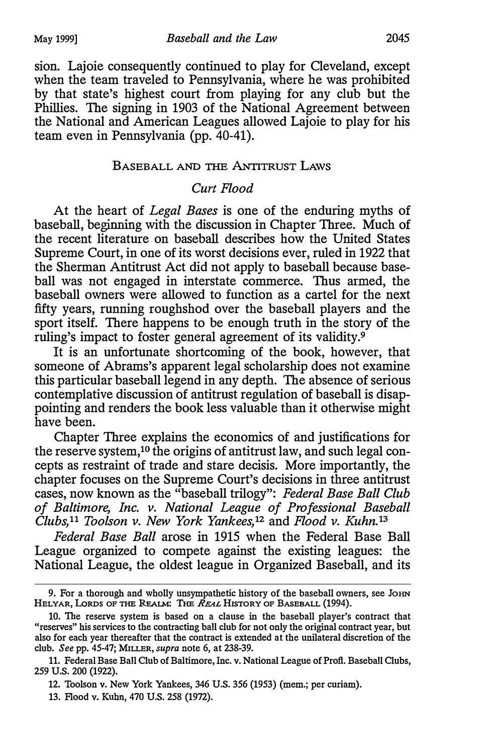sion. Lajoie consequently continued to play for Cleveland, except when the team traveled to Pennsylvania, where he was prohibited by that state's highest court from playing for any club but the Phillies. The signing in 1903 of the National Agreement between the National and American Leagues allowed Lajoie to play for his team even in Pennsylvania (pp. 40-41).

## Baseball and the Antitrust Laws

### *Curt Flood*

At the heart of *Legal Bases* is one of the enduring myths of baseball, beginning with the discussion in Chapter Three. Much of the recent literature on baseball describes how the United States Supreme Court, in one of its worst decisions ever, ruled in 1922 that the Sherman Antitrust Act did not apply to baseball because baseball was not engaged in interstate commerce. Thus armed, the baseball owners were allowed to function as a cartel for the next fifty years, running roughshod over the baseball players and the sport itself. There happens to be enough truth in the story of the ruling's impact to foster general agreement of its validity.[9]

It is an unfortunate shortcoming of the book, however, that someone of Abrams's apparent legal scholarship does not examine this particular baseball legend in any depth. The absence of serious contemplative discussion of antitrust regulation of baseball is disappointing and renders the book less valuable than it otherwise might have been.

Chapter Three explains the economics of and justifications for the reserve system,[10] the origins of antitrust law, and such legal concepts as restraint of trade and stare decisis. More importantly, the chapter focuses on the Supreme Court's decisions in three antitrust cases, now known as the "baseball trilogy": *Federal Base Ball Club of Baltimore, Inc. v. National League of Professional Baseball Clubs,*[11] *Toolson v. New York Yankees,*[12] and *Flood v. Kuhn.*[13]

*Federal Base Ball* arose in 1915 when the Federal Base Ball League organized to compete against the existing leagues: the National League, the oldest league in Organized Baseball, and its

---

9. For a thorough and wholly unsympathetic history of the baseball owners, see John Helyar, Lords of the Realm: The *Real* History of Baseball (1994).

10. The reserve system is based on a clause in the baseball player's contract that "reserves" his services to the contracting ball club for not only the original contract year, but also for each year thereafter that the contract is extended at the unilateral discretion of the club. *See* pp. 45-47; Miller, *supra* note 6, at 238-39.

11. Federal Base Ball Club of Baltimore, Inc. v. National League of Profl. Baseball Clubs, 259 U.S. 200 (1922).

12. Toolson v. New York Yankees, 346 U.S. 356 (1953) (mem.; per curiam).

13. Flood v. Kuhn, 470 U.S. 258 (1972).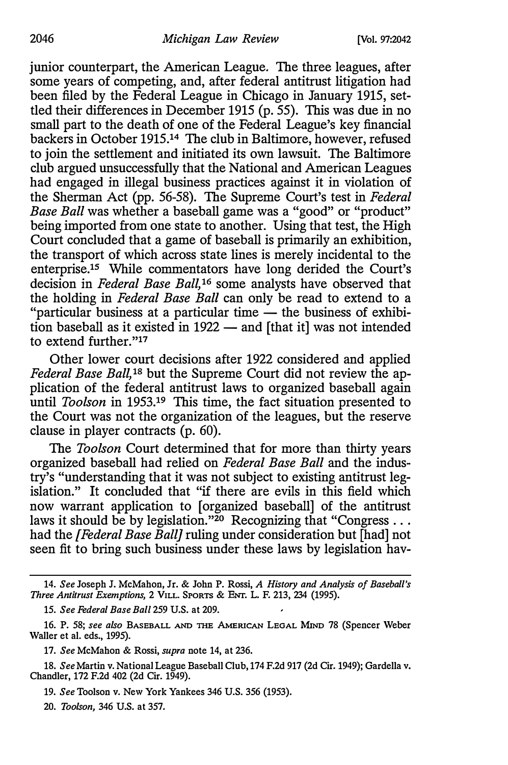junior counterpart, the American League. The three leagues, after some years of competing, and, after federal antitrust litigation had been filed by the Federal League in Chicago in January 1915, settled their differences in December 1915 (p. 55). This was due in no small part to the death of one of the Federal League's key financial backers in October 1915.[14] The club in Baltimore, however, refused to join the settlement and initiated its own lawsuit. The Baltimore club argued unsuccessfully that the National and American Leagues had engaged in illegal business practices against it in violation of the Sherman Act (pp. 56-58). The Supreme Court's test in *Federal Base Ball* was whether a baseball game was a "good" or "product" being imported from one state to another. Using that test, the High Court concluded that a game of baseball is primarily an exhibition, the transport of which across state lines is merely incidental to the enterprise.[15] While commentators have long derided the Court's decision in *Federal Base Ball*,[16] some analysts have observed that the holding in *Federal Base Ball* can only be read to extend to a "particular business at a particular time — the business of exhibition baseball as it existed in 1922 — and [that it] was not intended to extend further."[17]

Other lower court decisions after 1922 considered and applied *Federal Base Ball*,[18] but the Supreme Court did not review the application of the federal antitrust laws to organized baseball again until *Toolson* in 1953.[19] This time, the fact situation presented to the Court was not the organization of the leagues, but the reserve clause in player contracts (p. 60).

The *Toolson* Court determined that for more than thirty years organized baseball had relied on *Federal Base Ball* and the industry's "understanding that it was not subject to existing antitrust legislation." It concluded that "if there are evils in this field which now warrant application to [organized baseball] of the antitrust laws it should be by legislation."[20] Recognizing that "Congress . . . had the *[Federal Base Ball]* ruling under consideration but [had] not seen fit to bring such business under these laws by legislation hav-

---

14. *See* Joseph J. McMahon, Jr. & John P. Rossi, *A History and Analysis of Baseball's Three Antitrust Exemptions*, 2 VILL. SPORTS & ENT. L. F. 213, 234 (1995).

15. *See Federal Base Ball* 259 U.S. at 209.

16. P. 58; *see also* BASEBALL AND THE AMERICAN LEGAL MIND 78 (Spencer Weber Waller et al. eds., 1995).

17. *See* McMahon & Rossi, *supra* note 14, at 236.

18. *See* Martin v. National League Baseball Club, 174 F.2d 917 (2d Cir. 1949); Gardella v. Chandler, 172 F.2d 402 (2d Cir. 1949).

19. *See* Toolson v. New York Yankees 346 U.S. 356 (1953).

20. *Toolson*, 346 U.S. at 357.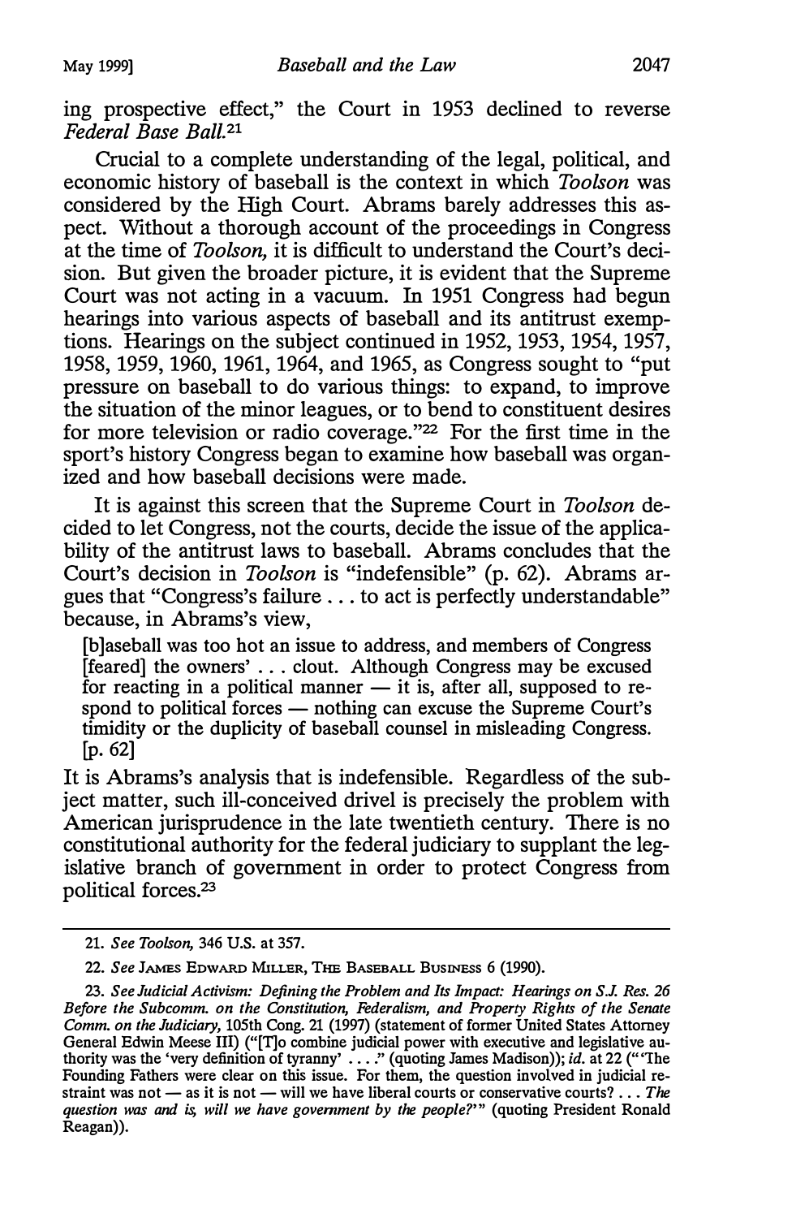ing prospective effect," the Court in 1953 declined to reverse *Federal Base Ball.*[21]

Crucial to a complete understanding of the legal, political, and economic history of baseball is the context in which *Toolson* was considered by the High Court. Abrams barely addresses this aspect. Without a thorough account of the proceedings in Congress at the time of *Toolson,* it is difficult to understand the Court's decision. But given the broader picture, it is evident that the Supreme Court was not acting in a vacuum. In 1951 Congress had begun hearings into various aspects of baseball and its antitrust exemptions. Hearings on the subject continued in 1952, 1953, 1954, 1957, 1958, 1959, 1960, 1961, 1964, and 1965, as Congress sought to "put pressure on baseball to do various things: to expand, to improve the situation of the minor leagues, or to bend to constituent desires for more television or radio coverage."[22] For the first time in the sport's history Congress began to examine how baseball was organized and how baseball decisions were made.

It is against this screen that the Supreme Court in *Toolson* decided to let Congress, not the courts, decide the issue of the applicability of the antitrust laws to baseball. Abrams concludes that the Court's decision in *Toolson* is "indefensible" (p. 62). Abrams argues that "Congress's failure . . . to act is perfectly understandable" because, in Abrams's view,

> [b]aseball was too hot an issue to address, and members of Congress [feared] the owners' . . . clout. Although Congress may be excused for reacting in a political manner — it is, after all, supposed to respond to political forces — nothing can excuse the Supreme Court's timidity or the duplicity of baseball counsel in misleading Congress. [p. 62]

It is Abrams's analysis that is indefensible. Regardless of the subject matter, such ill-conceived drivel is precisely the problem with American jurisprudence in the late twentieth century. There is no constitutional authority for the federal judiciary to supplant the legislative branch of government in order to protect Congress from political forces.[23]

---

21. *See Toolson,* 346 U.S. at 357.

22. *See* James Edward Miller, The Baseball Business 6 (1990).

23. *See Judicial Activism: Defining the Problem and Its Impact: Hearings on S.J. Res. 26 Before the Subcomm. on the Constitution, Federalism, and Property Rights of the Senate Comm. on the Judiciary,* 105th Cong. 21 (1997) (statement of former United States Attorney General Edwin Meese III) ("[T]o combine judicial power with executive and legislative authority was the 'very definition of tyranny' . . . ." (quoting James Madison)); *id.* at 22 ("'The Founding Fathers were clear on this issue. For them, the question involved in judicial restraint was not — as it is not — will we have liberal courts or conservative courts? . . . *The question was and is, will we have government by the people?*'" (quoting President Ronald Reagan)).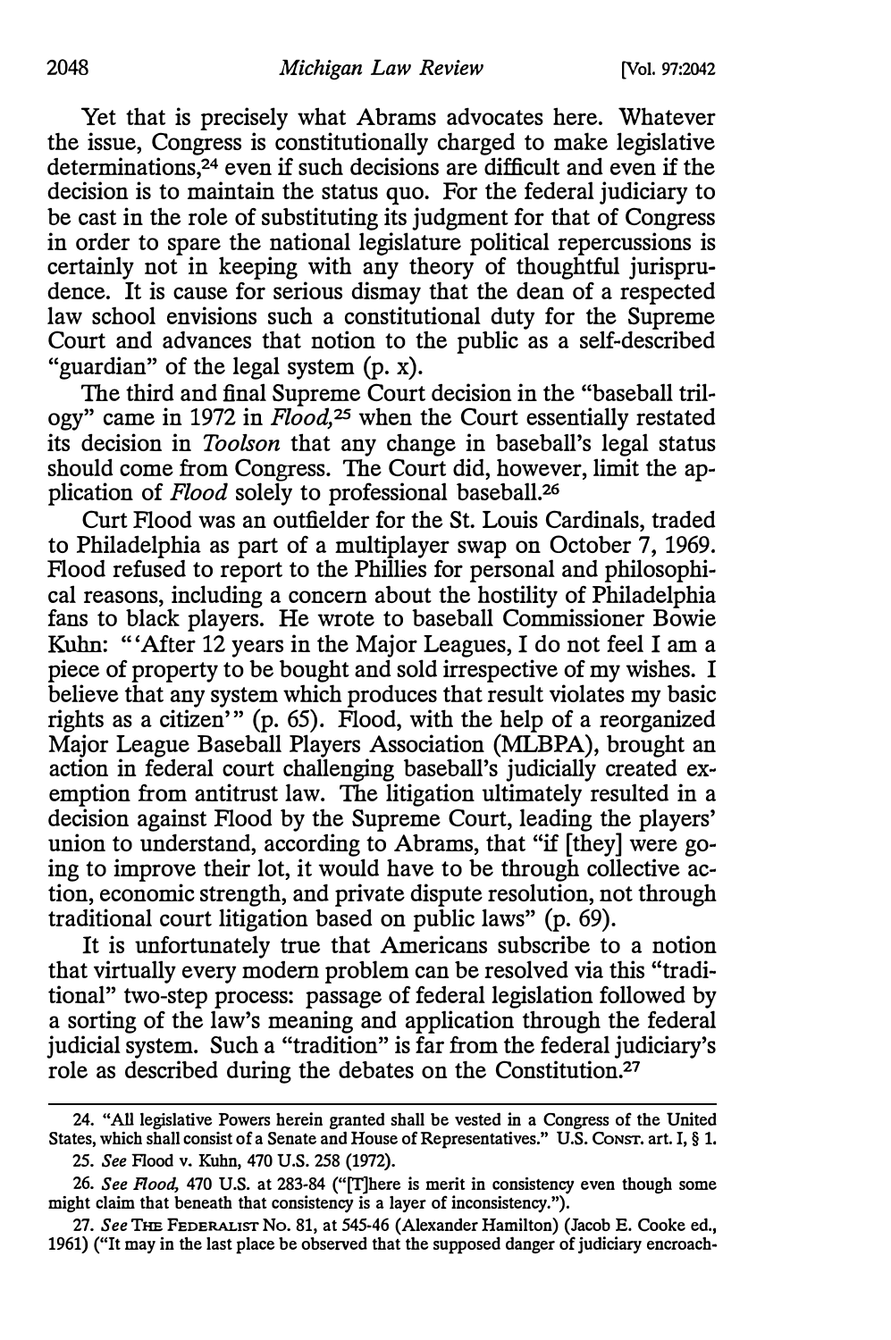Yet that is precisely what Abrams advocates here. Whatever the issue, Congress is constitutionally charged to make legislative determinations,[24] even if such decisions are difficult and even if the decision is to maintain the status quo. For the federal judiciary to be cast in the role of substituting its judgment for that of Congress in order to spare the national legislature political repercussions is certainly not in keeping with any theory of thoughtful jurisprudence. It is cause for serious dismay that the dean of a respected law school envisions such a constitutional duty for the Supreme Court and advances that notion to the public as a self-described "guardian" of the legal system (p. x).

The third and final Supreme Court decision in the "baseball trilogy" came in 1972 in *Flood*,[25] when the Court essentially restated its decision in *Toolson* that any change in baseball's legal status should come from Congress. The Court did, however, limit the application of *Flood* solely to professional baseball.[26]

Curt Flood was an outfielder for the St. Louis Cardinals, traded to Philadelphia as part of a multiplayer swap on October 7, 1969. Flood refused to report to the Phillies for personal and philosophical reasons, including a concern about the hostility of Philadelphia fans to black players. He wrote to baseball Commissioner Bowie Kuhn: "'After 12 years in the Major Leagues, I do not feel I am a piece of property to be bought and sold irrespective of my wishes. I believe that any system which produces that result violates my basic rights as a citizen'" (p. 65). Flood, with the help of a reorganized Major League Baseball Players Association (MLBPA), brought an action in federal court challenging baseball's judicially created exemption from antitrust law. The litigation ultimately resulted in a decision against Flood by the Supreme Court, leading the players' union to understand, according to Abrams, that "if [they] were going to improve their lot, it would have to be through collective action, economic strength, and private dispute resolution, not through traditional court litigation based on public laws" (p. 69).

It is unfortunately true that Americans subscribe to a notion that virtually every modern problem can be resolved via this "traditional" two-step process: passage of federal legislation followed by a sorting of the law's meaning and application through the federal judicial system. Such a "tradition" is far from the federal judiciary's role as described during the debates on the Constitution.[27]

---

24. "All legislative Powers herein granted shall be vested in a Congress of the United States, which shall consist of a Senate and House of Representatives." U.S. CONST. art. I, § 1.

25. *See* Flood v. Kuhn, 470 U.S. 258 (1972).

26. *See Flood*, 470 U.S. at 283-84 ("[T]here is merit in consistency even though some might claim that beneath that consistency is a layer of inconsistency.").

27. *See* THE FEDERALIST No. 81, at 545-46 (Alexander Hamilton) (Jacob E. Cooke ed., 1961) ("It may in the last place be observed that the supposed danger of judiciary encroach-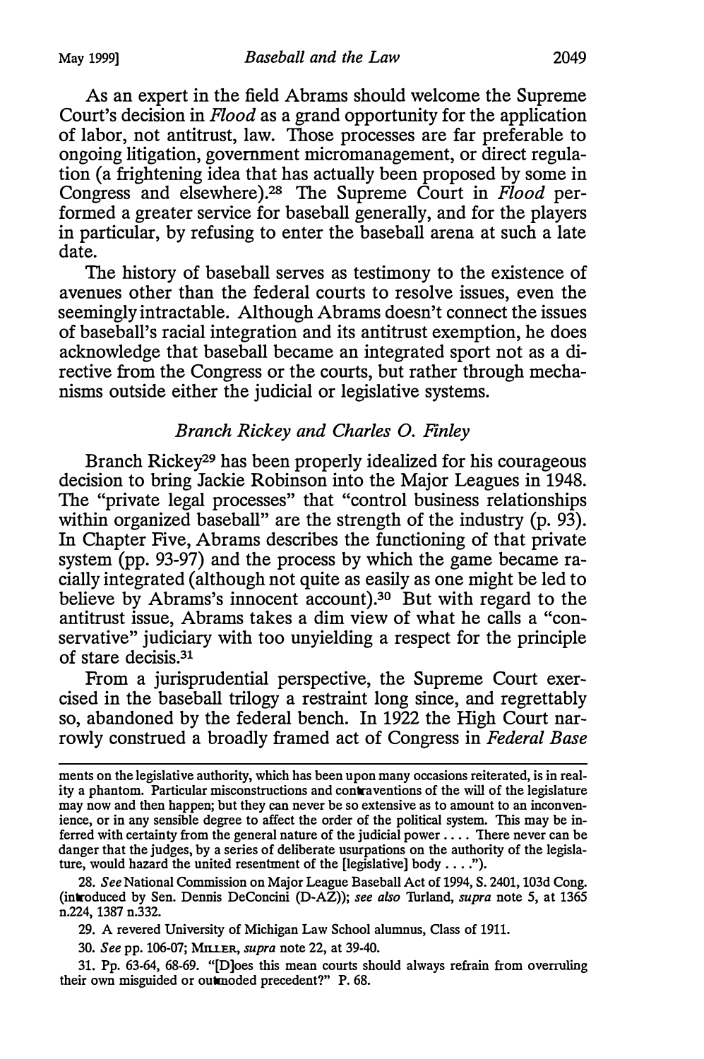As an expert in the field Abrams should welcome the Supreme Court's decision in *Flood* as a grand opportunity for the application of labor, not antitrust, law. Those processes are far preferable to ongoing litigation, government micromanagement, or direct regulation (a frightening idea that has actually been proposed by some in Congress and elsewhere).[28] The Supreme Court in *Flood* performed a greater service for baseball generally, and for the players in particular, by refusing to enter the baseball arena at such a late date.

The history of baseball serves as testimony to the existence of avenues other than the federal courts to resolve issues, even the seemingly intractable. Although Abrams doesn't connect the issues of baseball's racial integration and its antitrust exemption, he does acknowledge that baseball became an integrated sport not as a directive from the Congress or the courts, but rather through mechanisms outside either the judicial or legislative systems.

### *Branch Rickey and Charles O. Finley*

Branch Rickey[29] has been properly idealized for his courageous decision to bring Jackie Robinson into the Major Leagues in 1948. The "private legal processes" that "control business relationships within organized baseball" are the strength of the industry (p. 93). In Chapter Five, Abrams describes the functioning of that private system (pp. 93-97) and the process by which the game became racially integrated (although not quite as easily as one might be led to believe by Abrams's innocent account).[30] But with regard to the antitrust issue, Abrams takes a dim view of what he calls a "conservative" judiciary with too unyielding a respect for the principle of stare decisis.[31]

From a jurisprudential perspective, the Supreme Court exercised in the baseball trilogy a restraint long since, and regrettably so, abandoned by the federal bench. In 1922 the High Court narrowly construed a broadly framed act of Congress in *Federal Base*

---

ments on the legislative authority, which has been upon many occasions reiterated, is in reality a phantom. Particular misconstructions and contraventions of the will of the legislature may now and then happen; but they can never be so extensive as to amount to an inconvenience, or in any sensible degree to affect the order of the political system. This may be inferred with certainty from the general nature of the judicial power . . . . There never can be danger that the judges, by a series of deliberate usurpations on the authority of the legislature, would hazard the united resentment of the [legislative] body . . . .").

28. *See* National Commission on Major League Baseball Act of 1994, S. 2401, 103d Cong. (introduced by Sen. Dennis DeConcini (D-AZ)); *see also* Turland, *supra* note 5, at 1365 n.224, 1387 n.332.

29. A revered University of Michigan Law School alumnus, Class of 1911.

30. *See* pp. 106-07; MILLER, *supra* note 22, at 39-40.

31. Pp. 63-64, 68-69. "[D]oes this mean courts should always refrain from overruling their own misguided or outmoded precedent?" P. 68.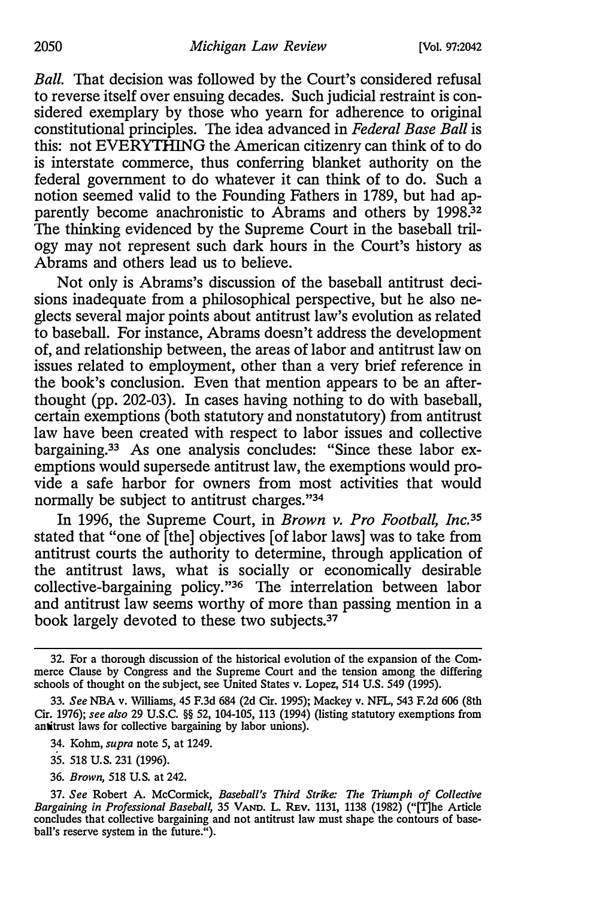*Ball*. That decision was followed by the Court's considered refusal to reverse itself over ensuing decades. Such judicial restraint is considered exemplary by those who yearn for adherence to original constitutional principles. The idea advanced in *Federal Base Ball* is this: not EVERYTHING the American citizenry can think of to do is interstate commerce, thus conferring blanket authority on the federal government to do whatever it can think of to do. Such a notion seemed valid to the Founding Fathers in 1789, but had apparently become anachronistic to Abrams and others by 1998.[32] The thinking evidenced by the Supreme Court in the baseball trilogy may not represent such dark hours in the Court's history as Abrams and others lead us to believe.

Not only is Abrams's discussion of the baseball antitrust decisions inadequate from a philosophical perspective, but he also neglects several major points about antitrust law's evolution as related to baseball. For instance, Abrams doesn't address the development of, and relationship between, the areas of labor and antitrust law on issues related to employment, other than a very brief reference in the book's conclusion. Even that mention appears to be an afterthought (pp. 202-03). In cases having nothing to do with baseball, certain exemptions (both statutory and nonstatutory) from antitrust law have been created with respect to labor issues and collective bargaining.[33] As one analysis concludes: "Since these labor exemptions would supersede antitrust law, the exemptions would provide a safe harbor for owners from most activities that would normally be subject to antitrust charges."[34]

In 1996, the Supreme Court, in *Brown v. Pro Football, Inc.*[35] stated that "one of [the] objectives [of labor laws] was to take from antitrust courts the authority to determine, through application of the antitrust laws, what is socially or economically desirable collective-bargaining policy."[36] The interrelation between labor and antitrust law seems worthy of more than passing mention in a book largely devoted to these two subjects.[37]

---

32. For a thorough discussion of the historical evolution of the expansion of the Commerce Clause by Congress and the Supreme Court and the tension among the differing schools of thought on the subject, see United States v. Lopez, 514 U.S. 549 (1995).

33. *See* NBA v. Williams, 45 F.3d 684 (2d Cir. 1995); Mackey v. NFL, 543 F.2d 606 (8th Cir. 1976); *see also* 29 U.S.C. §§ 52, 104-105, 113 (1994) (listing statutory exemptions from antitrust laws for collective bargaining by labor unions).

34. Kohm, *supra* note 5, at 1249.

35. 518 U.S. 231 (1996).

36. *Brown*, 518 U.S. at 242.

37. *See* Robert A. McCormick, *Baseball's Third Strike: The Triumph of Collective Bargaining in Professional Baseball*, 35 VAND. L. REV. 1131, 1138 (1982) ("[T]he Article concludes that collective bargaining and not antitrust law must shape the contours of baseball's reserve system in the future.").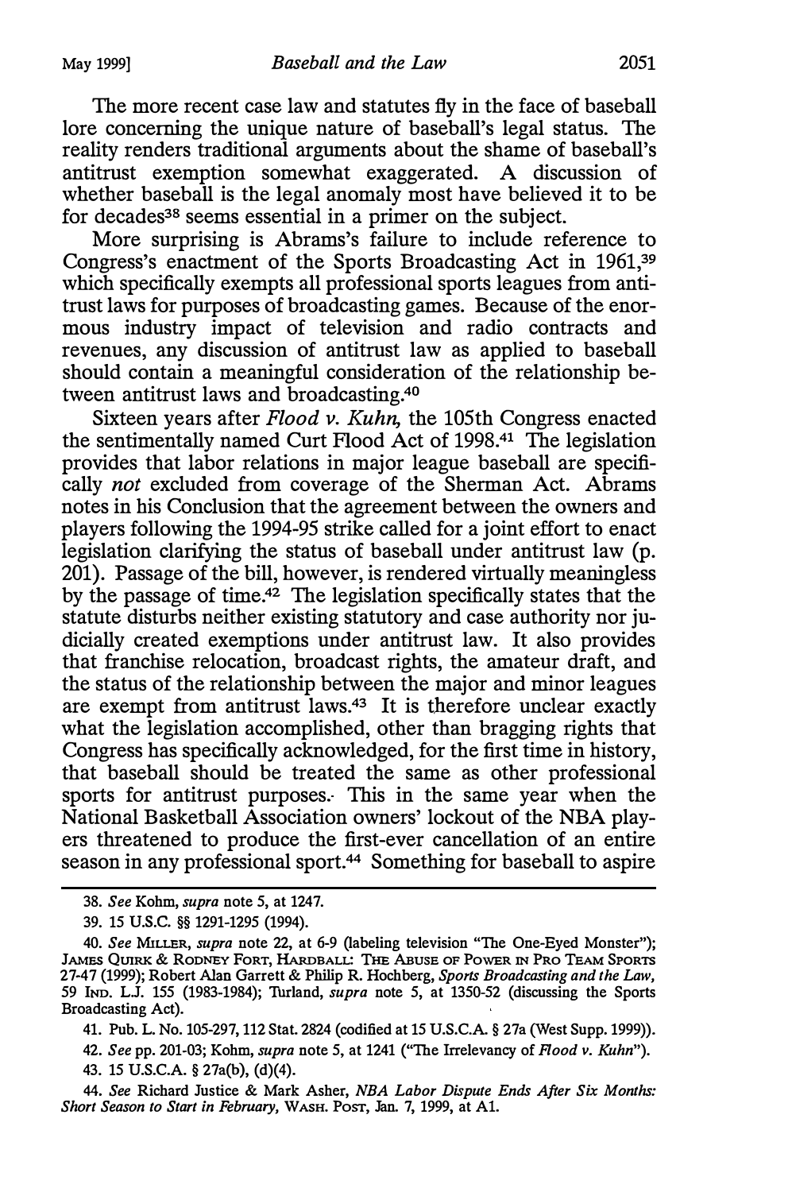The more recent case law and statutes fly in the face of baseball lore concerning the unique nature of baseball's legal status. The reality renders traditional arguments about the shame of baseball's antitrust exemption somewhat exaggerated. A discussion of whether baseball is the legal anomaly most have believed it to be for decades[38] seems essential in a primer on the subject.

More surprising is Abrams's failure to include reference to Congress's enactment of the Sports Broadcasting Act in 1961,[39] which specifically exempts all professional sports leagues from antitrust laws for purposes of broadcasting games. Because of the enormous industry impact of television and radio contracts and revenues, any discussion of antitrust law as applied to baseball should contain a meaningful consideration of the relationship between antitrust laws and broadcasting.[40]

Sixteen years after *Flood v. Kuhn*, the 105th Congress enacted the sentimentally named Curt Flood Act of 1998.[41] The legislation provides that labor relations in major league baseball are specifically *not* excluded from coverage of the Sherman Act. Abrams notes in his Conclusion that the agreement between the owners and players following the 1994-95 strike called for a joint effort to enact legislation clarifying the status of baseball under antitrust law (p. 201). Passage of the bill, however, is rendered virtually meaningless by the passage of time.[42] The legislation specifically states that the statute disturbs neither existing statutory and case authority nor judicially created exemptions under antitrust law. It also provides that franchise relocation, broadcast rights, the amateur draft, and the status of the relationship between the major and minor leagues are exempt from antitrust laws.[43] It is therefore unclear exactly what the legislation accomplished, other than bragging rights that Congress has specifically acknowledged, for the first time in history, that baseball should be treated the same as other professional sports for antitrust purposes. This in the same year when the National Basketball Association owners' lockout of the NBA players threatened to produce the first-ever cancellation of an entire season in any professional sport.[44] Something for baseball to aspire

---

38. *See* Kohm, *supra* note 5, at 1247.

39. 15 U.S.C. §§ 1291-1295 (1994).

40. *See* MILLER, *supra* note 22, at 6-9 (labeling television "The One-Eyed Monster"); JAMES QUIRK & RODNEY FORT, HARDBALL: THE ABUSE OF POWER IN PRO TEAM SPORTS 27-47 (1999); Robert Alan Garrett & Philip R. Hochberg, *Sports Broadcasting and the Law*, 59 IND. L.J. 155 (1983-1984); Turland, *supra* note 5, at 1350-52 (discussing the Sports Broadcasting Act).

41. Pub. L. No. 105-297, 112 Stat. 2824 (codified at 15 U.S.C.A. § 27a (West Supp. 1999)).

42. *See* pp. 201-03; Kohm, *supra* note 5, at 1241 ("The Irrelevancy of *Flood v. Kuhn*").

43. 15 U.S.C.A. § 27a(b), (d)(4).

44. *See* Richard Justice & Mark Asher, *NBA Labor Dispute Ends After Six Months: Short Season to Start in February*, WASH. POST, Jan. 7, 1999, at A1.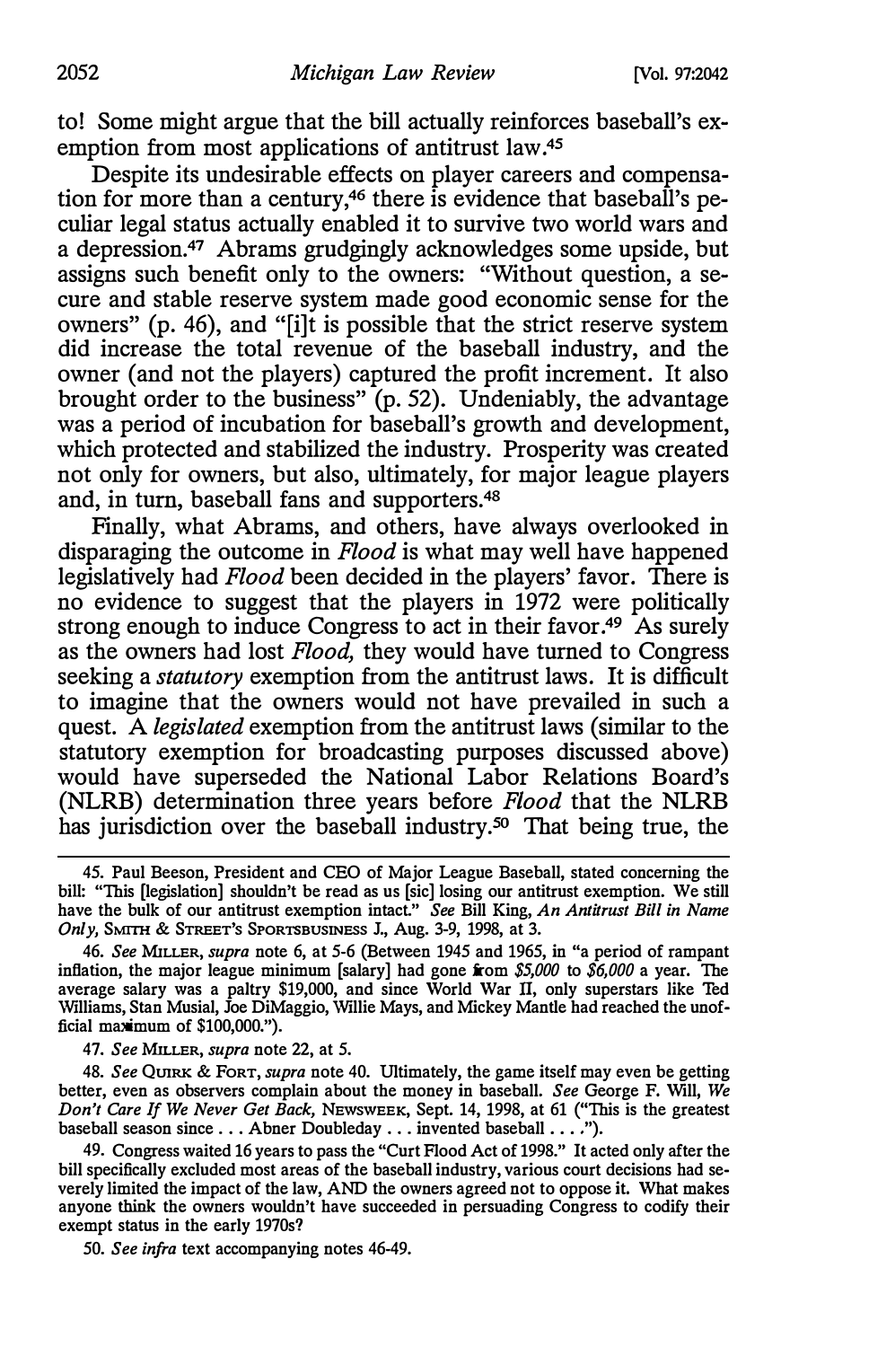to! Some might argue that the bill actually reinforces baseball's exemption from most applications of antitrust law.[45]

Despite its undesirable effects on player careers and compensation for more than a century,[46] there is evidence that baseball's peculiar legal status actually enabled it to survive two world wars and a depression.[47] Abrams grudgingly acknowledges some upside, but assigns such benefit only to the owners: "Without question, a secure and stable reserve system made good economic sense for the owners" (p. 46), and "[i]t is possible that the strict reserve system did increase the total revenue of the baseball industry, and the owner (and not the players) captured the profit increment. It also brought order to the business" (p. 52). Undeniably, the advantage was a period of incubation for baseball's growth and development, which protected and stabilized the industry. Prosperity was created not only for owners, but also, ultimately, for major league players and, in turn, baseball fans and supporters.[48]

Finally, what Abrams, and others, have always overlooked in disparaging the outcome in *Flood* is what may well have happened legislatively had *Flood* been decided in the players' favor. There is no evidence to suggest that the players in 1972 were politically strong enough to induce Congress to act in their favor.[49] As surely as the owners had lost *Flood*, they would have turned to Congress seeking a *statutory* exemption from the antitrust laws. It is difficult to imagine that the owners would not have prevailed in such a quest. A *legislated* exemption from the antitrust laws (similar to the statutory exemption for broadcasting purposes discussed above) would have superseded the National Labor Relations Board's (NLRB) determination three years before *Flood* that the NLRB has jurisdiction over the baseball industry.[50] That being true, the

45. Paul Beeson, President and CEO of Major League Baseball, stated concerning the bill: "This [legislation] shouldn't be read as us [sic] losing our antitrust exemption. We still have the bulk of our antitrust exemption intact." *See* Bill King, *An Antitrust Bill in Name Only*, SMITH & STREET'S SPORTSBUSINESS J., Aug. 3-9, 1998, at 3.

46. *See* MILLER, *supra* note 6, at 5-6 (Between 1945 and 1965, in "a period of rampant inflation, the major league minimum [salary] had gone from *$5,000* to *$6,000* a year. The average salary was a paltry $19,000, and since World War II, only superstars like Ted Williams, Stan Musial, Joe DiMaggio, Willie Mays, and Mickey Mantle had reached the unofficial maximum of $100,000.").

47. *See* MILLER, *supra* note 22, at 5.

48. *See* QUIRK & FORT, *supra* note 40. Ultimately, the game itself may even be getting better, even as observers complain about the money in baseball. *See* George F. Will, *We Don't Care If We Never Get Back*, NEWSWEEK, Sept. 14, 1998, at 61 ("This is the greatest baseball season since . . . Abner Doubleday . . . invented baseball . . . .").

49. Congress waited 16 years to pass the "Curt Flood Act of 1998." It acted only after the bill specifically excluded most areas of the baseball industry, various court decisions had severely limited the impact of the law, AND the owners agreed not to oppose it. What makes anyone think the owners wouldn't have succeeded in persuading Congress to codify their exempt status in the early 1970s?

50. *See infra* text accompanying notes 46-49.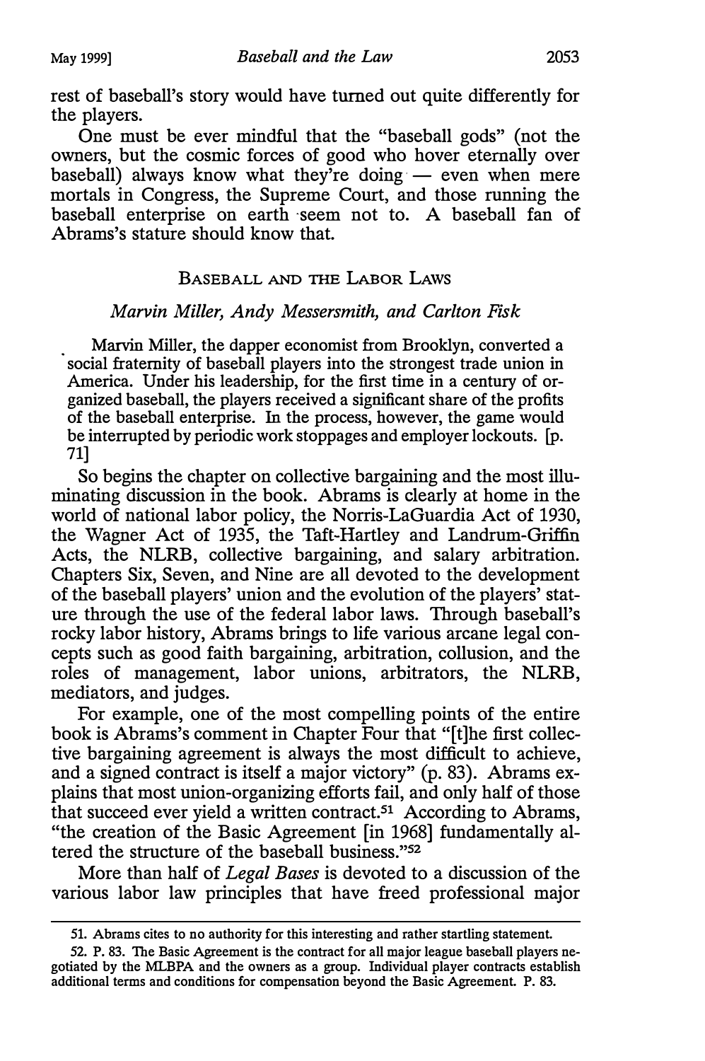rest of baseball's story would have turned out quite differently for the players.

One must be ever mindful that the "baseball gods" (not the owners, but the cosmic forces of good who hover eternally over baseball) always know what they're doing — even when mere mortals in Congress, the Supreme Court, and those running the baseball enterprise on earth seem not to. A baseball fan of Abrams's stature should know that.

## Baseball and the Labor Laws

### *Marvin Miller, Andy Messersmith, and Carlton Fisk*

> Marvin Miller, the dapper economist from Brooklyn, converted a social fraternity of baseball players into the strongest trade union in America. Under his leadership, for the first time in a century of organized baseball, the players received a significant share of the profits of the baseball enterprise. In the process, however, the game would be interrupted by periodic work stoppages and employer lockouts. [p. 71]

So begins the chapter on collective bargaining and the most illuminating discussion in the book. Abrams is clearly at home in the world of national labor policy, the Norris-LaGuardia Act of 1930, the Wagner Act of 1935, the Taft-Hartley and Landrum-Griffin Acts, the NLRB, collective bargaining, and salary arbitration. Chapters Six, Seven, and Nine are all devoted to the development of the baseball players' union and the evolution of the players' stature through the use of the federal labor laws. Through baseball's rocky labor history, Abrams brings to life various arcane legal concepts such as good faith bargaining, arbitration, collusion, and the roles of management, labor unions, arbitrators, the NLRB, mediators, and judges.

For example, one of the most compelling points of the entire book is Abrams's comment in Chapter Four that "[t]he first collective bargaining agreement is always the most difficult to achieve, and a signed contract is itself a major victory" (p. 83). Abrams explains that most union-organizing efforts fail, and only half of those that succeed ever yield a written contract.[51] According to Abrams, "the creation of the Basic Agreement [in 1968] fundamentally altered the structure of the baseball business."[52]

More than half of *Legal Bases* is devoted to a discussion of the various labor law principles that have freed professional major

---

51. Abrams cites to no authority for this interesting and rather startling statement.

52. P. 83. The Basic Agreement is the contract for all major league baseball players negotiated by the MLBPA and the owners as a group. Individual player contracts establish additional terms and conditions for compensation beyond the Basic Agreement. P. 83.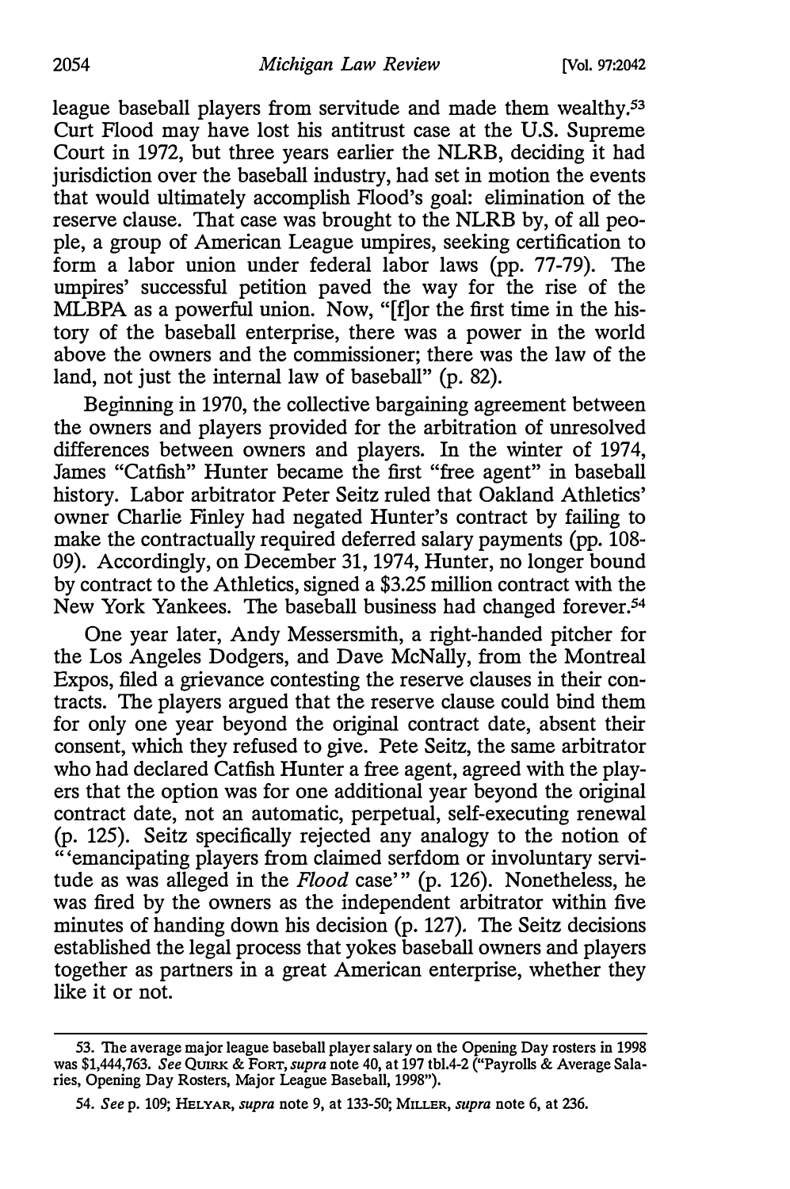league baseball players from servitude and made them wealthy.[53] Curt Flood may have lost his antitrust case at the U.S. Supreme Court in 1972, but three years earlier the NLRB, deciding it had jurisdiction over the baseball industry, had set in motion the events that would ultimately accomplish Flood's goal: elimination of the reserve clause. That case was brought to the NLRB by, of all people, a group of American League umpires, seeking certification to form a labor union under federal labor laws (pp. 77-79). The umpires' successful petition paved the way for the rise of the MLBPA as a powerful union. Now, "[f]or the first time in the history of the baseball enterprise, there was a power in the world above the owners and the commissioner; there was the law of the land, not just the internal law of baseball" (p. 82).

Beginning in 1970, the collective bargaining agreement between the owners and players provided for the arbitration of unresolved differences between owners and players. In the winter of 1974, James "Catfish" Hunter became the first "free agent" in baseball history. Labor arbitrator Peter Seitz ruled that Oakland Athletics' owner Charlie Finley had negated Hunter's contract by failing to make the contractually required deferred salary payments (pp. 108-09). Accordingly, on December 31, 1974, Hunter, no longer bound by contract to the Athletics, signed a $3.25 million contract with the New York Yankees. The baseball business had changed forever.[54]

One year later, Andy Messersmith, a right-handed pitcher for the Los Angeles Dodgers, and Dave McNally, from the Montreal Expos, filed a grievance contesting the reserve clauses in their contracts. The players argued that the reserve clause could bind them for only one year beyond the original contract date, absent their consent, which they refused to give. Pete Seitz, the same arbitrator who had declared Catfish Hunter a free agent, agreed with the players that the option was for one additional year beyond the original contract date, not an automatic, perpetual, self-executing renewal (p. 125). Seitz specifically rejected any analogy to the notion of "'emancipating players from claimed serfdom or involuntary servitude as was alleged in the *Flood* case'" (p. 126). Nonetheless, he was fired by the owners as the independent arbitrator within five minutes of handing down his decision (p. 127). The Seitz decisions established the legal process that yokes baseball owners and players together as partners in a great American enterprise, whether they like it or not.

---

53. The average major league baseball player salary on the Opening Day rosters in 1998 was $1,444,763. *See* QUIRK & FORT, *supra* note 40, at 197 tbl.4-2 ("Payrolls & Average Salaries, Opening Day Rosters, Major League Baseball, 1998").

54. *See* p. 109; HELYAR, *supra* note 9, at 133-50; MILLER, *supra* note 6, at 236.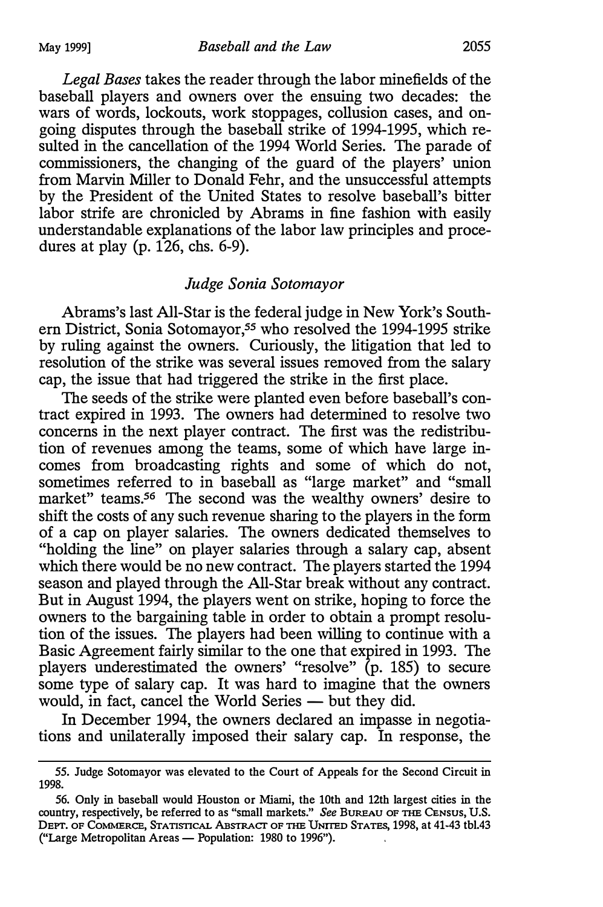*Legal Bases* takes the reader through the labor minefields of the baseball players and owners over the ensuing two decades: the wars of words, lockouts, work stoppages, collusion cases, and ongoing disputes through the baseball strike of 1994-1995, which resulted in the cancellation of the 1994 World Series. The parade of commissioners, the changing of the guard of the players' union from Marvin Miller to Donald Fehr, and the unsuccessful attempts by the President of the United States to resolve baseball's bitter labor strife are chronicled by Abrams in fine fashion with easily understandable explanations of the labor law principles and procedures at play (p. 126, chs. 6-9).

### *Judge Sonia Sotomayor*

Abrams's last All-Star is the federal judge in New York's Southern District, Sonia Sotomayor,[55] who resolved the 1994-1995 strike by ruling against the owners. Curiously, the litigation that led to resolution of the strike was several issues removed from the salary cap, the issue that had triggered the strike in the first place.

The seeds of the strike were planted even before baseball's contract expired in 1993. The owners had determined to resolve two concerns in the next player contract. The first was the redistribution of revenues among the teams, some of which have large incomes from broadcasting rights and some of which do not, sometimes referred to in baseball as "large market" and "small market" teams.[56] The second was the wealthy owners' desire to shift the costs of any such revenue sharing to the players in the form of a cap on player salaries. The owners dedicated themselves to "holding the line" on player salaries through a salary cap, absent which there would be no new contract. The players started the 1994 season and played through the All-Star break without any contract. But in August 1994, the players went on strike, hoping to force the owners to the bargaining table in order to obtain a prompt resolution of the issues. The players had been willing to continue with a Basic Agreement fairly similar to the one that expired in 1993. The players underestimated the owners' "resolve" (p. 185) to secure some type of salary cap. It was hard to imagine that the owners would, in fact, cancel the World Series — but they did.

In December 1994, the owners declared an impasse in negotiations and unilaterally imposed their salary cap. In response, the

---

55. Judge Sotomayor was elevated to the Court of Appeals for the Second Circuit in 1998.

56. Only in baseball would Houston or Miami, the 10th and 12th largest cities in the country, respectively, be referred to as "small markets." *See* BUREAU OF THE CENSUS, U.S. DEPT. OF COMMERCE, STATISTICAL ABSTRACT OF THE UNITED STATES, 1998, at 41-43 tbl.43 ("Large Metropolitan Areas — Population: 1980 to 1996").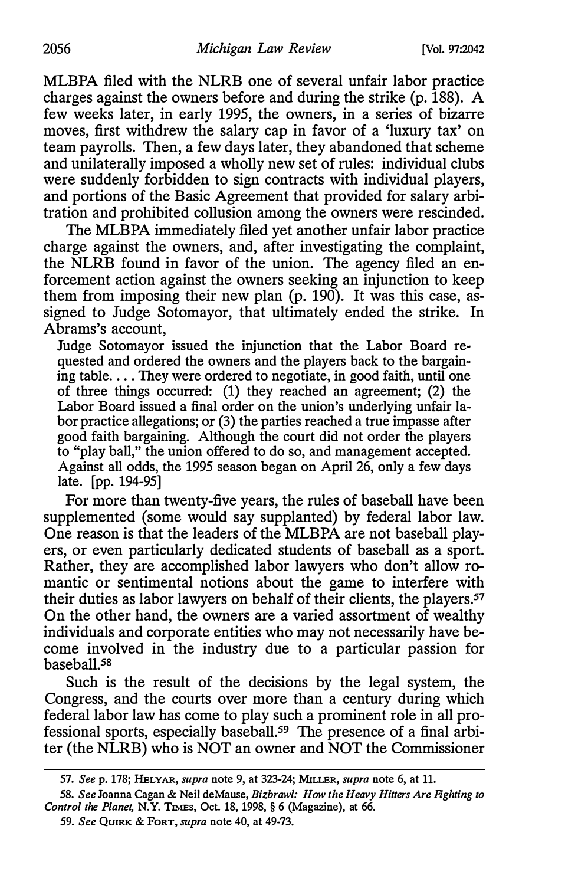MLBPA filed with the NLRB one of several unfair labor practice charges against the owners before and during the strike (p. 188). A few weeks later, in early 1995, the owners, in a series of bizarre moves, first withdrew the salary cap in favor of a 'luxury tax' on team payrolls. Then, a few days later, they abandoned that scheme and unilaterally imposed a wholly new set of rules: individual clubs were suddenly forbidden to sign contracts with individual players, and portions of the Basic Agreement that provided for salary arbitration and prohibited collusion among the owners were rescinded.

The MLBPA immediately filed yet another unfair labor practice charge against the owners, and, after investigating the complaint, the NLRB found in favor of the union. The agency filed an enforcement action against the owners seeking an injunction to keep them from imposing their new plan (p. 190). It was this case, assigned to Judge Sotomayor, that ultimately ended the strike. In Abrams's account,

> Judge Sotomayor issued the injunction that the Labor Board requested and ordered the owners and the players back to the bargaining table. . . . They were ordered to negotiate, in good faith, until one of three things occurred: (1) they reached an agreement; (2) the Labor Board issued a final order on the union's underlying unfair labor practice allegations; or (3) the parties reached a true impasse after good faith bargaining. Although the court did not order the players to "play ball," the union offered to do so, and management accepted. Against all odds, the 1995 season began on April 26, only a few days late. [pp. 194-95]

For more than twenty-five years, the rules of baseball have been supplemented (some would say supplanted) by federal labor law. One reason is that the leaders of the MLBPA are not baseball players, or even particularly dedicated students of baseball as a sport. Rather, they are accomplished labor lawyers who don't allow romantic or sentimental notions about the game to interfere with their duties as labor lawyers on behalf of their clients, the players.[57] On the other hand, the owners are a varied assortment of wealthy individuals and corporate entities who may not necessarily have become involved in the industry due to a particular passion for baseball.[58]

Such is the result of the decisions by the legal system, the Congress, and the courts over more than a century during which federal labor law has come to play such a prominent role in all professional sports, especially baseball.[59] The presence of a final arbiter (the NLRB) who is NOT an owner and NOT the Commissioner

---

57. *See* p. 178; HELYAR, *supra* note 9, at 323-24; MILLER, *supra* note 6, at 11.

58. *See* Joanna Cagan & Neil deMause, *Bizbrawl: How the Heavy Hitters Are Fighting to Control the Planet*, N.Y. TIMES, Oct. 18, 1998, § 6 (Magazine), at 66.

59. *See* QUIRK & FORT, *supra* note 40, at 49-73.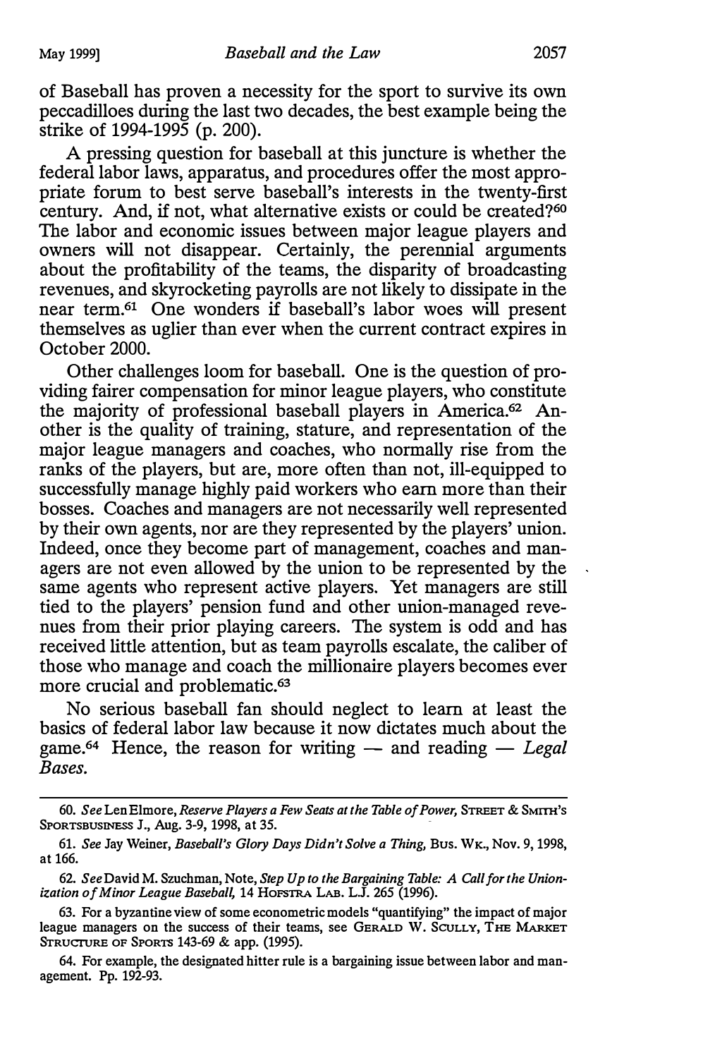of Baseball has proven a necessity for the sport to survive its own peccadilloes during the last two decades, the best example being the strike of 1994-1995 (p. 200).

A pressing question for baseball at this juncture is whether the federal labor laws, apparatus, and procedures offer the most appropriate forum to best serve baseball's interests in the twenty-first century. And, if not, what alternative exists or could be created?[60] The labor and economic issues between major league players and owners will not disappear. Certainly, the perennial arguments about the profitability of the teams, the disparity of broadcasting revenues, and skyrocketing payrolls are not likely to dissipate in the near term.[61] One wonders if baseball's labor woes will present themselves as uglier than ever when the current contract expires in October 2000.

Other challenges loom for baseball. One is the question of providing fairer compensation for minor league players, who constitute the majority of professional baseball players in America.[62] Another is the quality of training, stature, and representation of the major league managers and coaches, who normally rise from the ranks of the players, but are, more often than not, ill-equipped to successfully manage highly paid workers who earn more than their bosses. Coaches and managers are not necessarily well represented by their own agents, nor are they represented by the players' union. Indeed, once they become part of management, coaches and managers are not even allowed by the union to be represented by the same agents who represent active players. Yet managers are still tied to the players' pension fund and other union-managed revenues from their prior playing careers. The system is odd and has received little attention, but as team payrolls escalate, the caliber of those who manage and coach the millionaire players becomes ever more crucial and problematic.[63]

No serious baseball fan should neglect to learn at least the basics of federal labor law because it now dictates much about the game.[64] Hence, the reason for writing — and reading — *Legal Bases.*

---

60. *See* Len Elmore, *Reserve Players a Few Seats at the Table of Power*, STREET & SMITH'S SPORTSBUSINESS J., Aug. 3-9, 1998, at 35.

61. *See* Jay Weiner, *Baseball's Glory Days Didn't Solve a Thing*, BUS. WK., Nov. 9, 1998, at 166.

62. *See* David M. Szuchman, Note, *Step Up to the Bargaining Table: A Call for the Unionization of Minor League Baseball*, 14 HOFSTRA LAB. L.J. 265 (1996).

63. For a byzantine view of some econometric models "quantifying" the impact of major league managers on the success of their teams, see GERALD W. SCULLY, THE MARKET STRUCTURE OF SPORTS 143-69 & app. (1995).

64. For example, the designated hitter rule is a bargaining issue between labor and management. Pp. 192-93.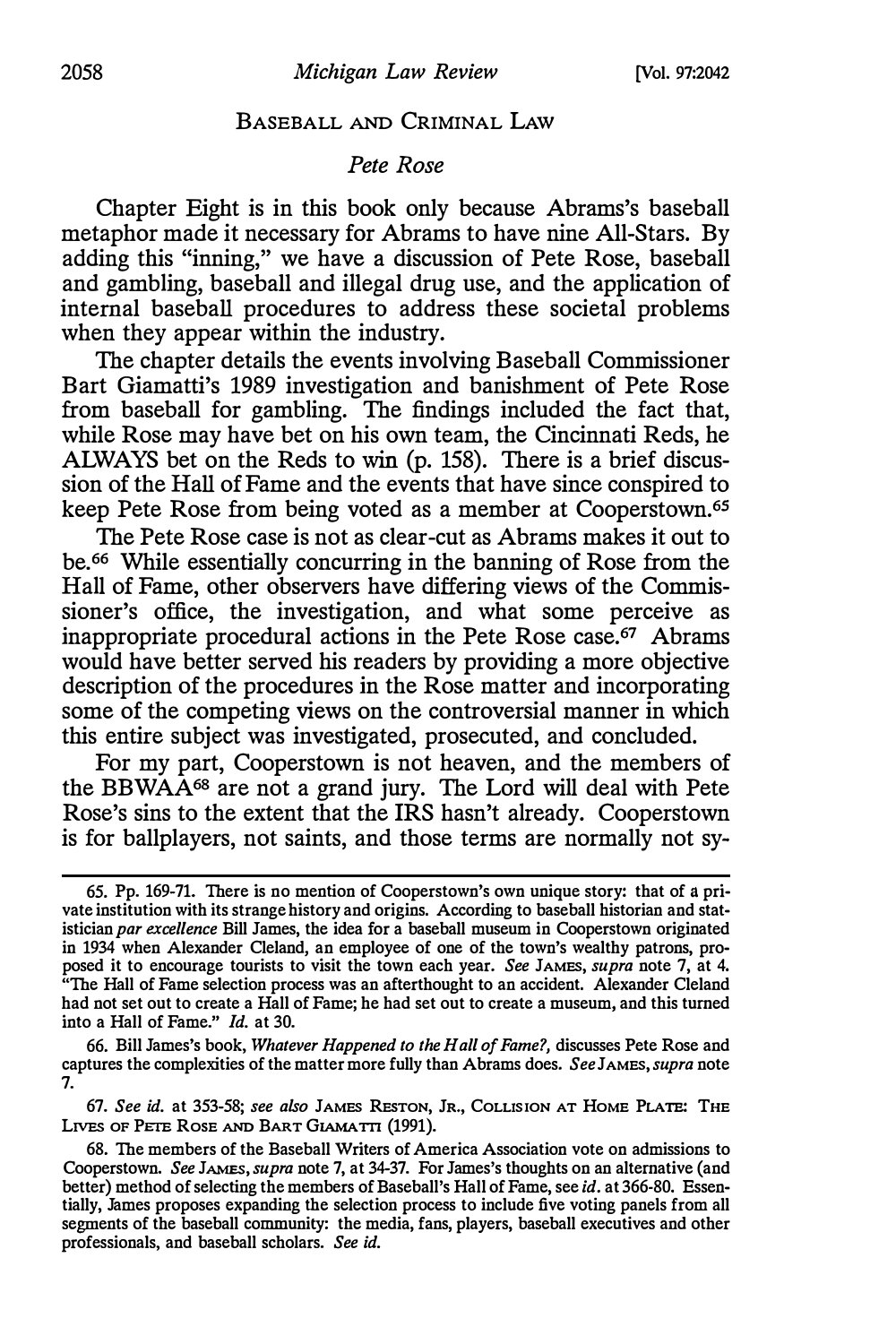## BASEBALL AND CRIMINAL LAW

### *Pete Rose*

Chapter Eight is in this book only because Abrams's baseball metaphor made it necessary for Abrams to have nine All-Stars. By adding this "inning," we have a discussion of Pete Rose, baseball and gambling, baseball and illegal drug use, and the application of internal baseball procedures to address these societal problems when they appear within the industry.

The chapter details the events involving Baseball Commissioner Bart Giamatti's 1989 investigation and banishment of Pete Rose from baseball for gambling. The findings included the fact that, while Rose may have bet on his own team, the Cincinnati Reds, he ALWAYS bet on the Reds to win (p. 158). There is a brief discussion of the Hall of Fame and the events that have since conspired to keep Pete Rose from being voted as a member at Cooperstown.[65]

The Pete Rose case is not as clear-cut as Abrams makes it out to be.[66] While essentially concurring in the banning of Rose from the Hall of Fame, other observers have differing views of the Commissioner's office, the investigation, and what some perceive as inappropriate procedural actions in the Pete Rose case.[67] Abrams would have better served his readers by providing a more objective description of the procedures in the Rose matter and incorporating some of the competing views on the controversial manner in which this entire subject was investigated, prosecuted, and concluded.

For my part, Cooperstown is not heaven, and the members of the BBWAA[68] are not a grand jury. The Lord will deal with Pete Rose's sins to the extent that the IRS hasn't already. Cooperstown is for ballplayers, not saints, and those terms are normally not sy-

---

65. Pp. 169-71. There is no mention of Cooperstown's own unique story: that of a private institution with its strange history and origins. According to baseball historian and statistician *par excellence* Bill James, the idea for a baseball museum in Cooperstown originated in 1934 when Alexander Cleland, an employee of one of the town's wealthy patrons, proposed it to encourage tourists to visit the town each year. *See* JAMES, *supra* note 7, at 4. "The Hall of Fame selection process was an afterthought to an accident. Alexander Cleland had not set out to create a Hall of Fame; he had set out to create a museum, and this turned into a Hall of Fame." *Id.* at 30.

66. Bill James's book, *Whatever Happened to the Hall of Fame?*, discusses Pete Rose and captures the complexities of the matter more fully than Abrams does. *See* JAMES, *supra* note 7.

67. *See id.* at 353-58; *see also* JAMES RESTON, JR., COLLISION AT HOME PLATE: THE LIVES OF PETE ROSE AND BART GIAMATTI (1991).

68. The members of the Baseball Writers of America Association vote on admissions to Cooperstown. *See* JAMES, *supra* note 7, at 34-37. For James's thoughts on an alternative (and better) method of selecting the members of Baseball's Hall of Fame, see *id.* at 366-80. Essentially, James proposes expanding the selection process to include five voting panels from all segments of the baseball community: the media, fans, players, baseball executives and other professionals, and baseball scholars. *See id.*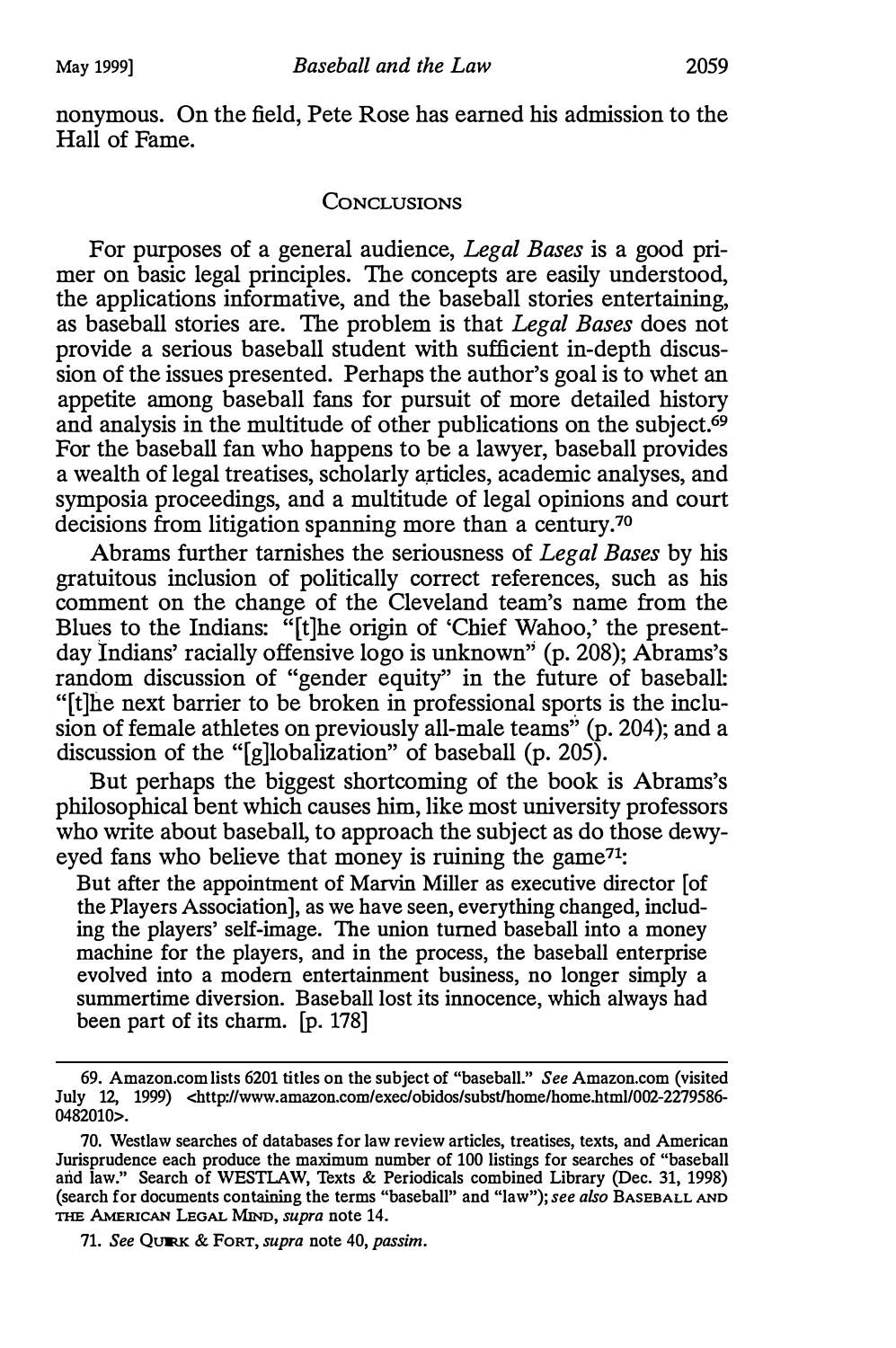nonymous. On the field, Pete Rose has earned his admission to the Hall of Fame.

## Conclusions

For purposes of a general audience, *Legal Bases* is a good primer on basic legal principles. The concepts are easily understood, the applications informative, and the baseball stories entertaining, as baseball stories are. The problem is that *Legal Bases* does not provide a serious baseball student with sufficient in-depth discussion of the issues presented. Perhaps the author's goal is to whet an appetite among baseball fans for pursuit of more detailed history and analysis in the multitude of other publications on the subject.[69] For the baseball fan who happens to be a lawyer, baseball provides a wealth of legal treatises, scholarly articles, academic analyses, and symposia proceedings, and a multitude of legal opinions and court decisions from litigation spanning more than a century.[70]

Abrams further tarnishes the seriousness of *Legal Bases* by his gratuitous inclusion of politically correct references, such as his comment on the change of the Cleveland team's name from the Blues to the Indians: "[t]he origin of 'Chief Wahoo,' the present-day Indians' racially offensive logo is unknown" (p. 208); Abrams's random discussion of "gender equity" in the future of baseball: "[t]he next barrier to be broken in professional sports is the inclusion of female athletes on previously all-male teams" (p. 204); and a discussion of the "[g]lobalization" of baseball (p. 205).

But perhaps the biggest shortcoming of the book is Abrams's philosophical bent which causes him, like most university professors who write about baseball, to approach the subject as do those dewy-eyed fans who believe that money is ruining the game[71]:

> But after the appointment of Marvin Miller as executive director [of the Players Association], as we have seen, everything changed, including the players' self-image. The union turned baseball into a money machine for the players, and in the process, the baseball enterprise evolved into a modern entertainment business, no longer simply a summertime diversion. Baseball lost its innocence, which always had been part of its charm. [p. 178]

---

69. Amazon.com lists 6201 titles on the subject of "baseball." *See* Amazon.com (visited July 12, 1999) <http://www.amazon.com/exec/obidos/subst/home/home.html/002-2279586-0482010>.

70. Westlaw searches of databases for law review articles, treatises, texts, and American Jurisprudence each produce the maximum number of 100 listings for searches of "baseball and law." Search of WESTLAW, Texts & Periodicals combined Library (Dec. 31, 1998) (search for documents containing the terms "baseball" and "law"); *see also* Baseball and the American Legal Mind, *supra* note 14.

71. *See* Quirk & Fort, *supra* note 40, *passim*.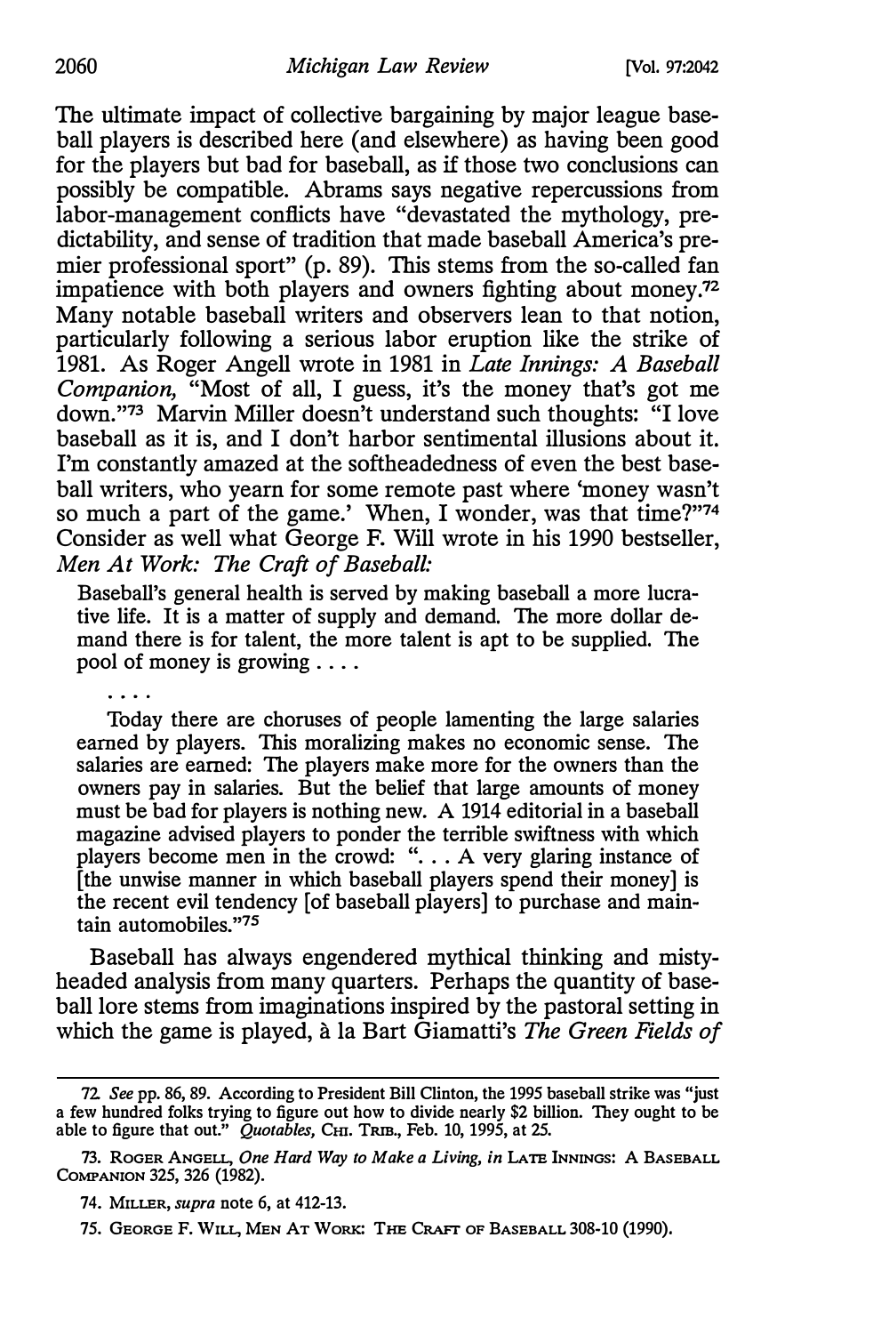The ultimate impact of collective bargaining by major league baseball players is described here (and elsewhere) as having been good for the players but bad for baseball, as if those two conclusions can possibly be compatible. Abrams says negative repercussions from labor-management conflicts have "devastated the mythology, predictability, and sense of tradition that made baseball America's premier professional sport" (p. 89). This stems from the so-called fan impatience with both players and owners fighting about money.[72] Many notable baseball writers and observers lean to that notion, particularly following a serious labor eruption like the strike of 1981. As Roger Angell wrote in 1981 in *Late Innings: A Baseball Companion,* "Most of all, I guess, it's the money that's got me down."[73] Marvin Miller doesn't understand such thoughts: "I love baseball as it is, and I don't harbor sentimental illusions about it. I'm constantly amazed at the softheadedness of even the best baseball writers, who yearn for some remote past where 'money wasn't so much a part of the game.' When, I wonder, was that time?"[74] Consider as well what George F. Will wrote in his 1990 bestseller, *Men At Work: The Craft of Baseball:*

> Baseball's general health is served by making baseball a more lucrative life. It is a matter of supply and demand. The more dollar demand there is for talent, the more talent is apt to be supplied. The pool of money is growing . . . .
>
> . . . .
>
> Today there are choruses of people lamenting the large salaries earned by players. This moralizing makes no economic sense. The salaries are earned: The players make more for the owners than the owners pay in salaries. But the belief that large amounts of money must be bad for players is nothing new. A 1914 editorial in a baseball magazine advised players to ponder the terrible swiftness with which players become men in the crowd: ". . . A very glaring instance of [the unwise manner in which baseball players spend their money] is the recent evil tendency [of baseball players] to purchase and maintain automobiles."[75]

Baseball has always engendered mythical thinking and misty-headed analysis from many quarters. Perhaps the quantity of baseball lore stems from imaginations inspired by the pastoral setting in which the game is played, à la Bart Giamatti's *The Green Fields of*

---

72. *See* pp. 86, 89. According to President Bill Clinton, the 1995 baseball strike was "just a few hundred folks trying to figure out how to divide nearly $2 billion. They ought to be able to figure that out." *Quotables,* CHI. TRIB., Feb. 10, 1995, at 25.

73. ROGER ANGELL, *One Hard Way to Make a Living, in* LATE INNINGS: A BASEBALL COMPANION 325, 326 (1982).

74. MILLER, *supra* note 6, at 412-13.

75. GEORGE F. WILL, MEN AT WORK: THE CRAFT OF BASEBALL 308-10 (1990).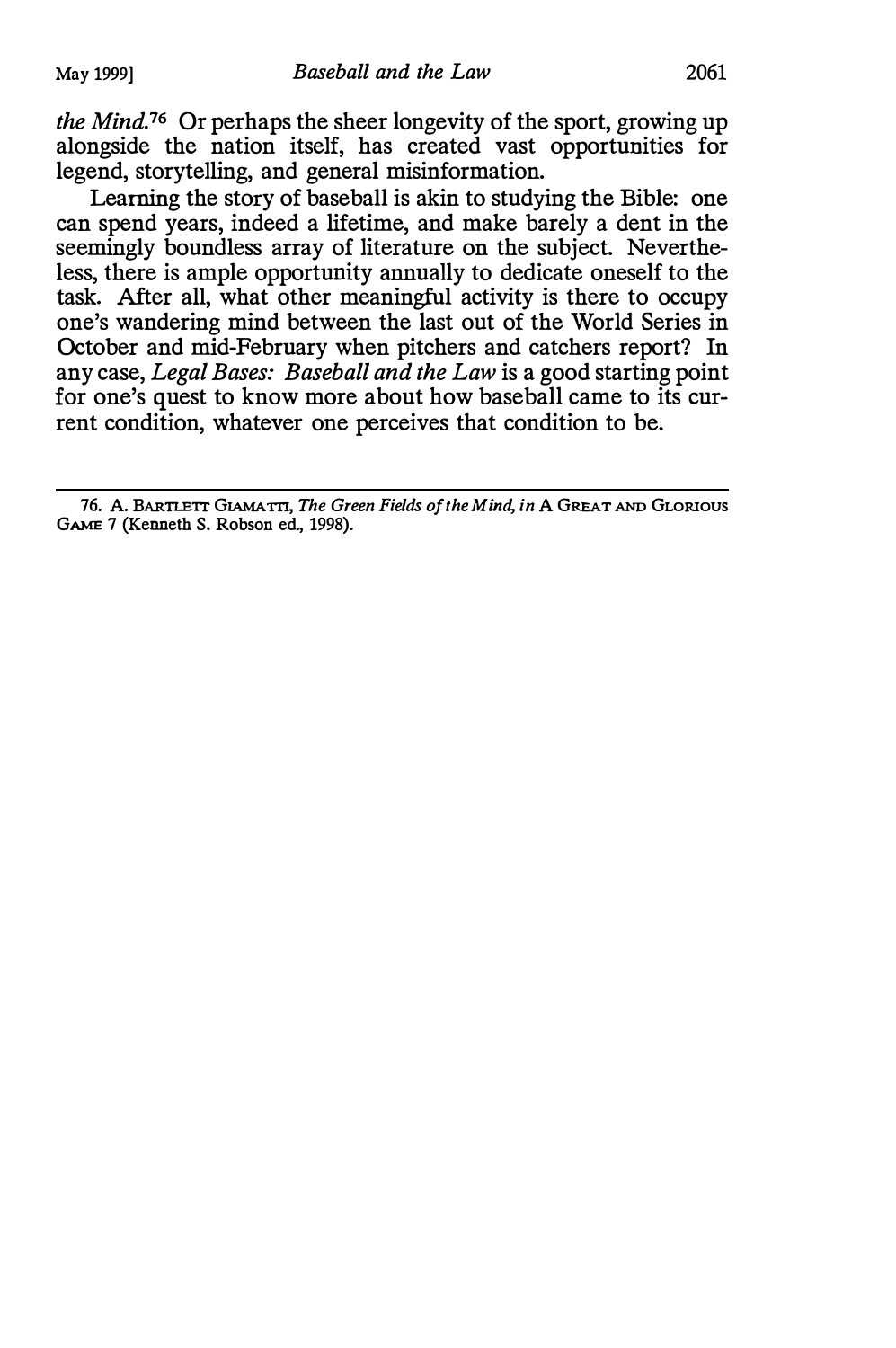*the Mind.*[76] Or perhaps the sheer longevity of the sport, growing up alongside the nation itself, has created vast opportunities for legend, storytelling, and general misinformation.

Learning the story of baseball is akin to studying the Bible: one can spend years, indeed a lifetime, and make barely a dent in the seemingly boundless array of literature on the subject. Nevertheless, there is ample opportunity annually to dedicate oneself to the task. After all, what other meaningful activity is there to occupy one's wandering mind between the last out of the World Series in October and mid-February when pitchers and catchers report? In any case, *Legal Bases: Baseball and the Law* is a good starting point for one's quest to know more about how baseball came to its current condition, whatever one perceives that condition to be.

---

76. A. BARTLETT GIAMATTI, *The Green Fields of the Mind*, *in* A GREAT AND GLORIOUS GAME 7 (Kenneth S. Robson ed., 1998).